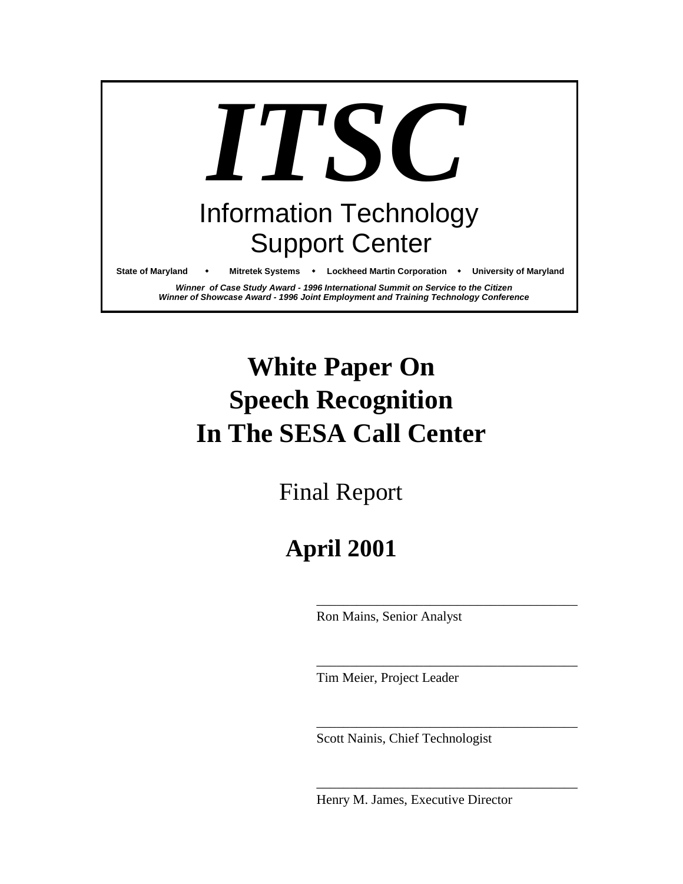# *ITSC*

Information Technology
Support Center

**State of Maryland • Mitretek Systems • Lockheed Martin Corporation • University of Maryland**

***Winner of Case Study Award - 1996 International Summit on Service to the Citizen***
***Winner of Showcase Award - 1996 Joint Employment and Training Technology Conference***

# White Paper On Speech Recognition In The SESA Call Center

Final Report

**April 2001**

______________________________
Ron Mains, Senior Analyst

______________________________
Tim Meier, Project Leader

______________________________
Scott Nainis, Chief Technologist

______________________________
Henry M. James, Executive Director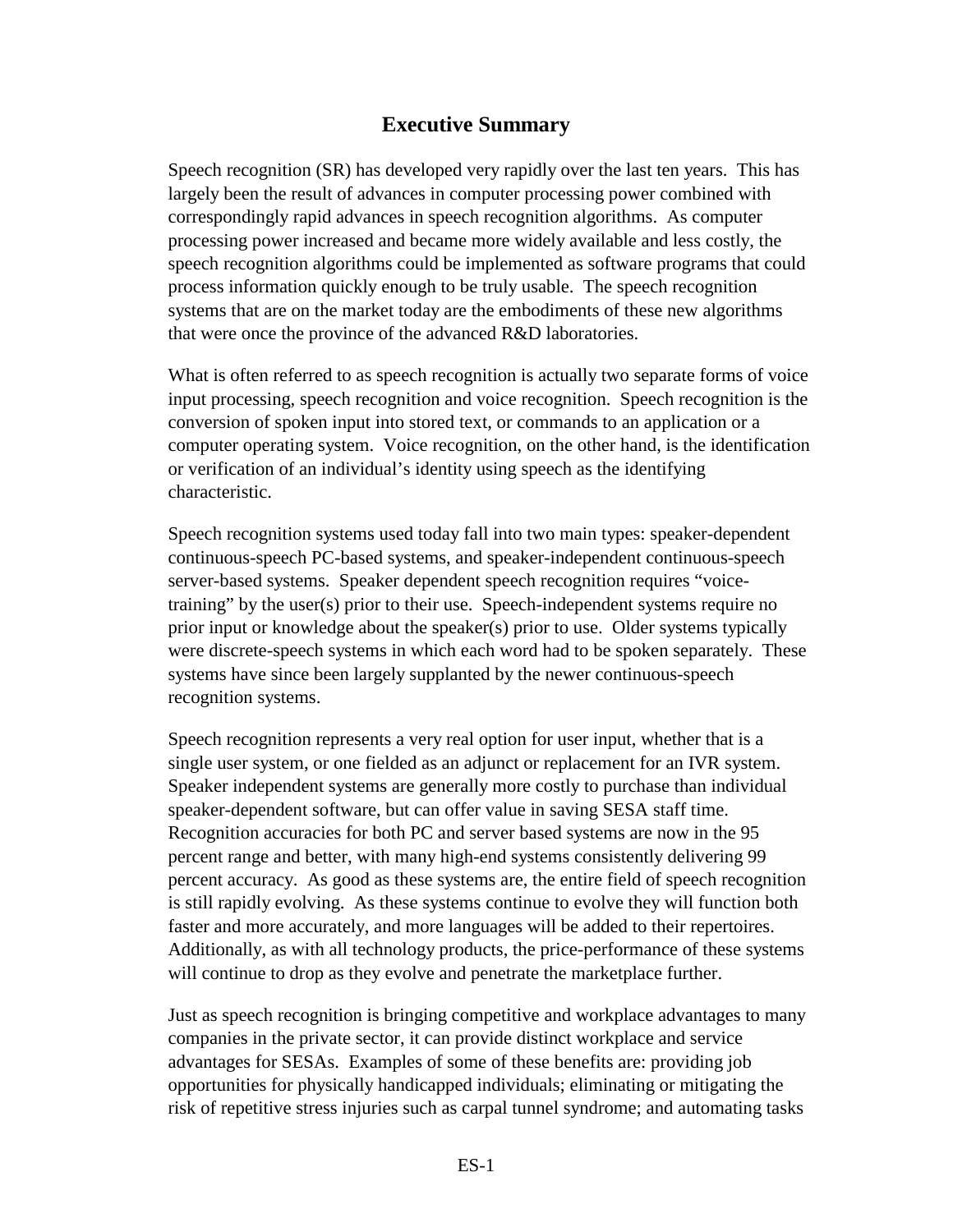# Executive Summary

Speech recognition (SR) has developed very rapidly over the last ten years. This has largely been the result of advances in computer processing power combined with correspondingly rapid advances in speech recognition algorithms. As computer processing power increased and became more widely available and less costly, the speech recognition algorithms could be implemented as software programs that could process information quickly enough to be truly usable. The speech recognition systems that are on the market today are the embodiments of these new algorithms that were once the province of the advanced R&D laboratories.

What is often referred to as speech recognition is actually two separate forms of voice input processing, speech recognition and voice recognition. Speech recognition is the conversion of spoken input into stored text, or commands to an application or a computer operating system. Voice recognition, on the other hand, is the identification or verification of an individual's identity using speech as the identifying characteristic.

Speech recognition systems used today fall into two main types: speaker-dependent continuous-speech PC-based systems, and speaker-independent continuous-speech server-based systems. Speaker dependent speech recognition requires "voice-training" by the user(s) prior to their use. Speech-independent systems require no prior input or knowledge about the speaker(s) prior to use. Older systems typically were discrete-speech systems in which each word had to be spoken separately. These systems have since been largely supplanted by the newer continuous-speech recognition systems.

Speech recognition represents a very real option for user input, whether that is a single user system, or one fielded as an adjunct or replacement for an IVR system. Speaker independent systems are generally more costly to purchase than individual speaker-dependent software, but can offer value in saving SESA staff time. Recognition accuracies for both PC and server based systems are now in the 95 percent range and better, with many high-end systems consistently delivering 99 percent accuracy. As good as these systems are, the entire field of speech recognition is still rapidly evolving. As these systems continue to evolve they will function both faster and more accurately, and more languages will be added to their repertoires. Additionally, as with all technology products, the price-performance of these systems will continue to drop as they evolve and penetrate the marketplace further.

Just as speech recognition is bringing competitive and workplace advantages to many companies in the private sector, it can provide distinct workplace and service advantages for SESAs. Examples of some of these benefits are: providing job opportunities for physically handicapped individuals; eliminating or mitigating the risk of repetitive stress injuries such as carpal tunnel syndrome; and automating tasks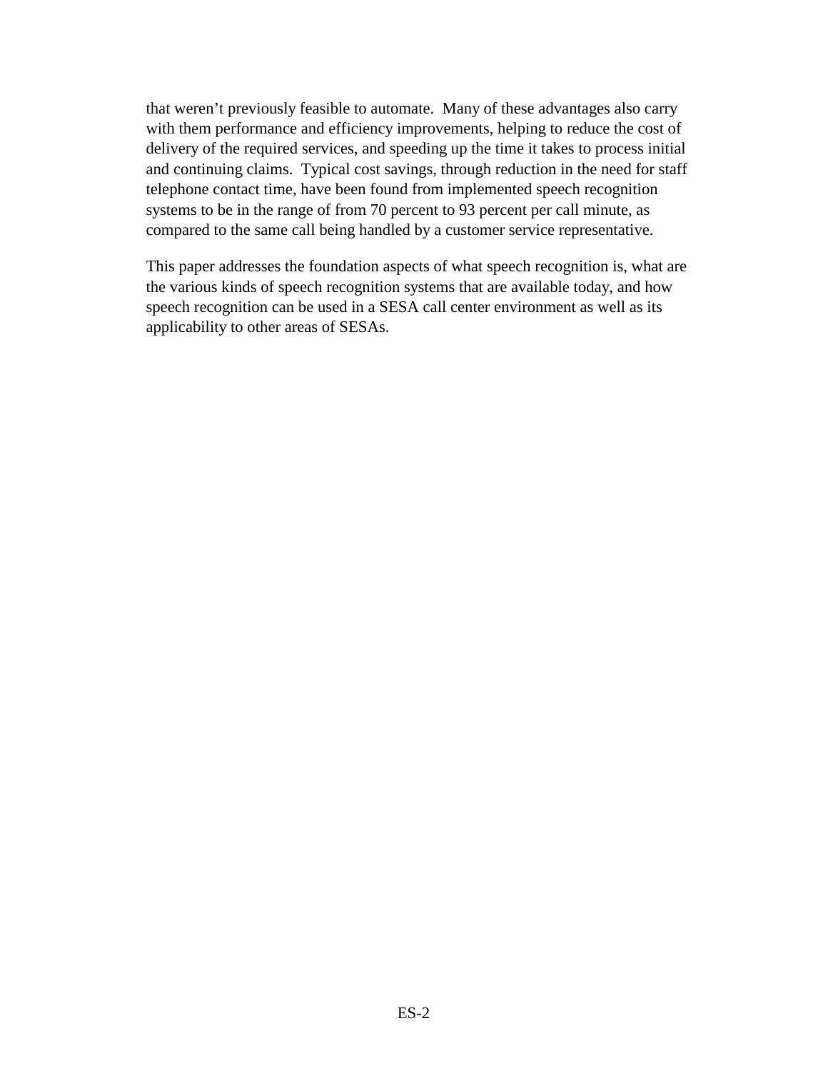that weren't previously feasible to automate. Many of these advantages also carry with them performance and efficiency improvements, helping to reduce the cost of delivery of the required services, and speeding up the time it takes to process initial and continuing claims. Typical cost savings, through reduction in the need for staff telephone contact time, have been found from implemented speech recognition systems to be in the range of from 70 percent to 93 percent per call minute, as compared to the same call being handled by a customer service representative.

This paper addresses the foundation aspects of what speech recognition is, what are the various kinds of speech recognition systems that are available today, and how speech recognition can be used in a SESA call center environment as well as its applicability to other areas of SESAs.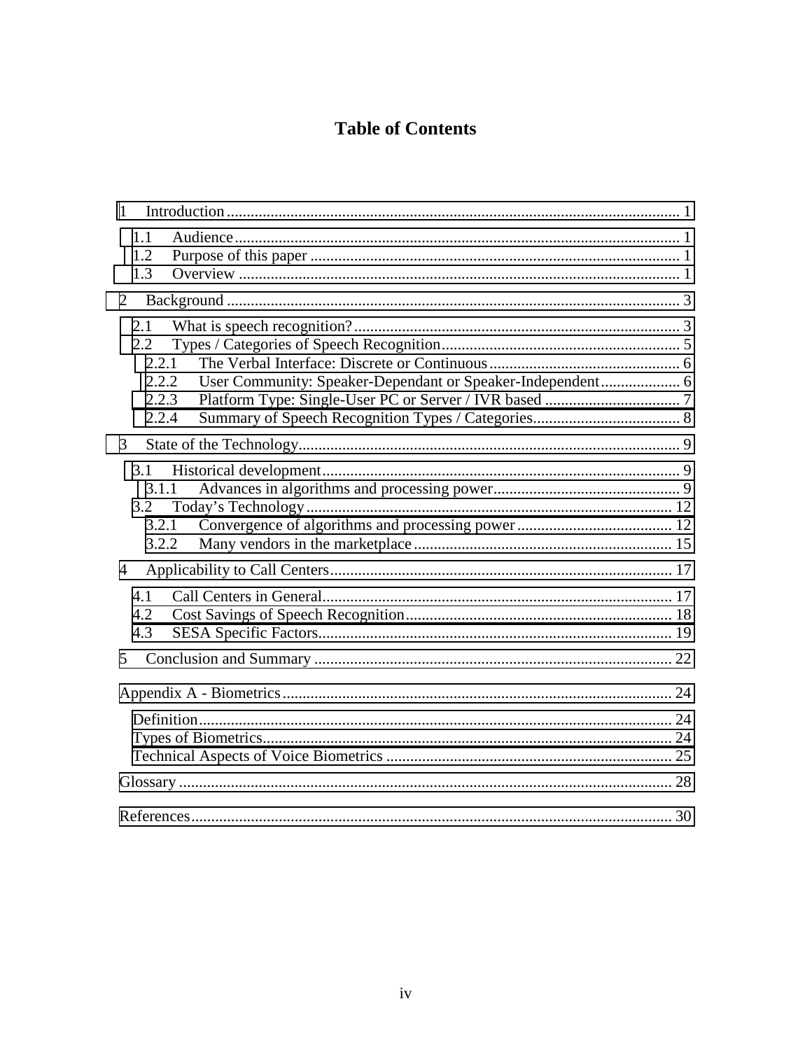# Table of Contents

1 Introduction ........................................................................................................ 1

- 1.1 Audience ........................................................................................................ 1
- 1.2 Purpose of this paper ...................................................................................... 1
- 1.3 Overview ........................................................................................................ 1

2 Background ......................................................................................................... 3

- 2.1 What is speech recognition? ........................................................................... 3
- 2.2 Types / Categories of Speech Recognition ...................................................... 5
  - 2.2.1 The Verbal Interface: Discrete or Continuous ............................................ 6
  - 2.2.2 User Community: Speaker-Dependant or Speaker-Independent .................. 6
  - 2.2.3 Platform Type: Single-User PC or Server / IVR based ................................ 7
  - 2.2.4 Summary of Speech Recognition Types / Categories .................................. 8

3 State of the Technology ....................................................................................... 9

- 3.1 Historical development .................................................................................... 9
  - 3.1.1 Advances in algorithms and processing power ............................................ 9
- 3.2 Today's Technology ....................................................................................... 12
  - 3.2.1 Convergence of algorithms and processing power ..................................... 12
  - 3.2.2 Many vendors in the marketplace ............................................................. 15

4 Applicability to Call Centers .............................................................................. 17

- 4.1 Call Centers in General .................................................................................. 17
- 4.2 Cost Savings of Speech Recognition ............................................................... 18
- 4.3 SESA Specific Factors ..................................................................................... 19

5 Conclusion and Summary .................................................................................... 22

Appendix A - Biometrics ......................................................................................... 24

- Definition ......................................................................................................... 24
- Types of Biometrics .......................................................................................... 24
- Technical Aspects of Voice Biometrics .............................................................. 25

Glossary ................................................................................................................. 28

References .............................................................................................................. 30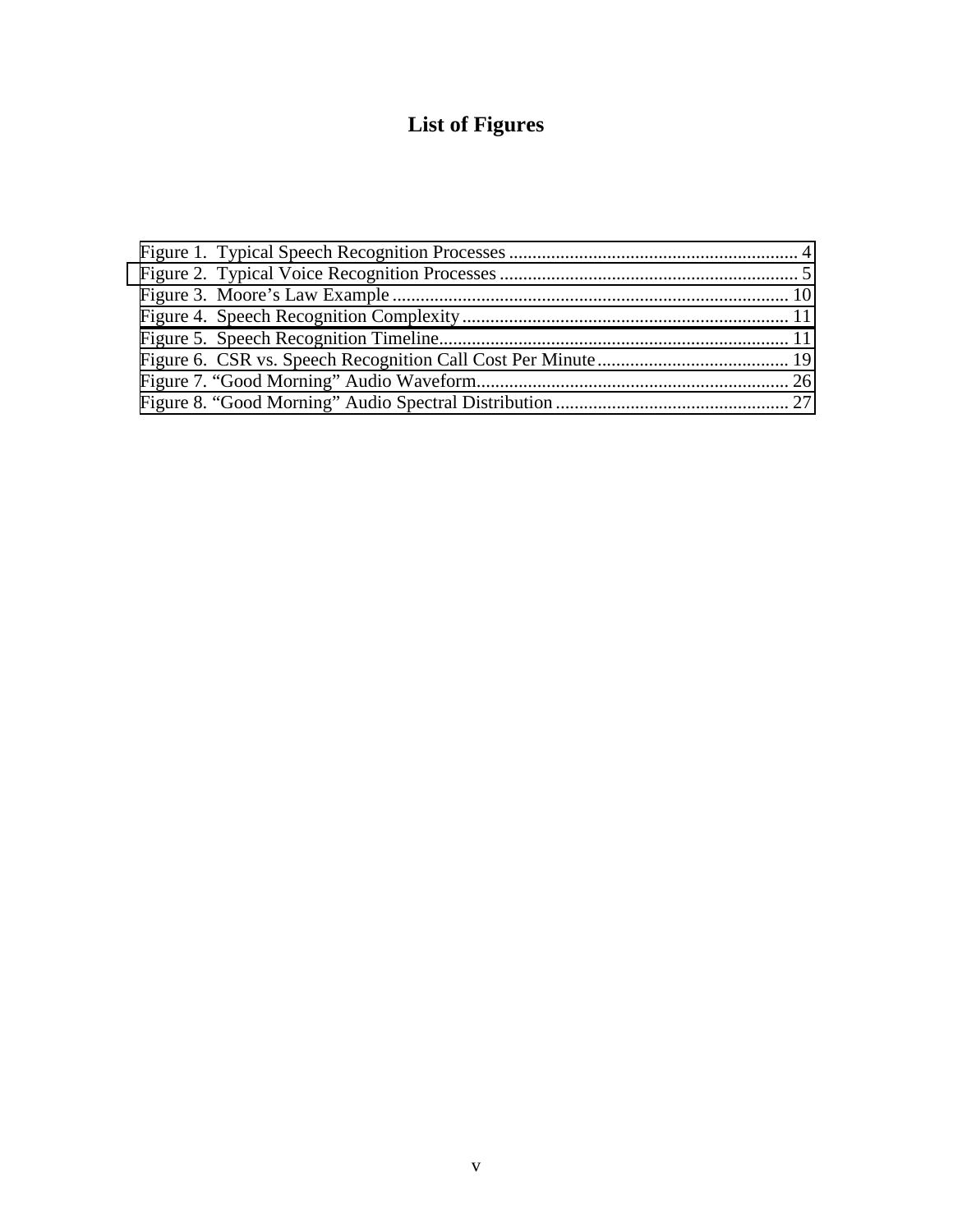# List of Figures

Figure 1. Typical Speech Recognition Processes .............................................................. 4
Figure 2. Typical Voice Recognition Processes ................................................................ 5
Figure 3. Moore's Law Example ..................................................................................... 10
Figure 4. Speech Recognition Complexity ...................................................................... 11
Figure 5. Speech Recognition Timeline........................................................................... 11
Figure 6. CSR vs. Speech Recognition Call Cost Per Minute ......................................... 19
Figure 7. "Good Morning" Audio Waveform.................................................................. 26
Figure 8. "Good Morning" Audio Spectral Distribution .................................................. 27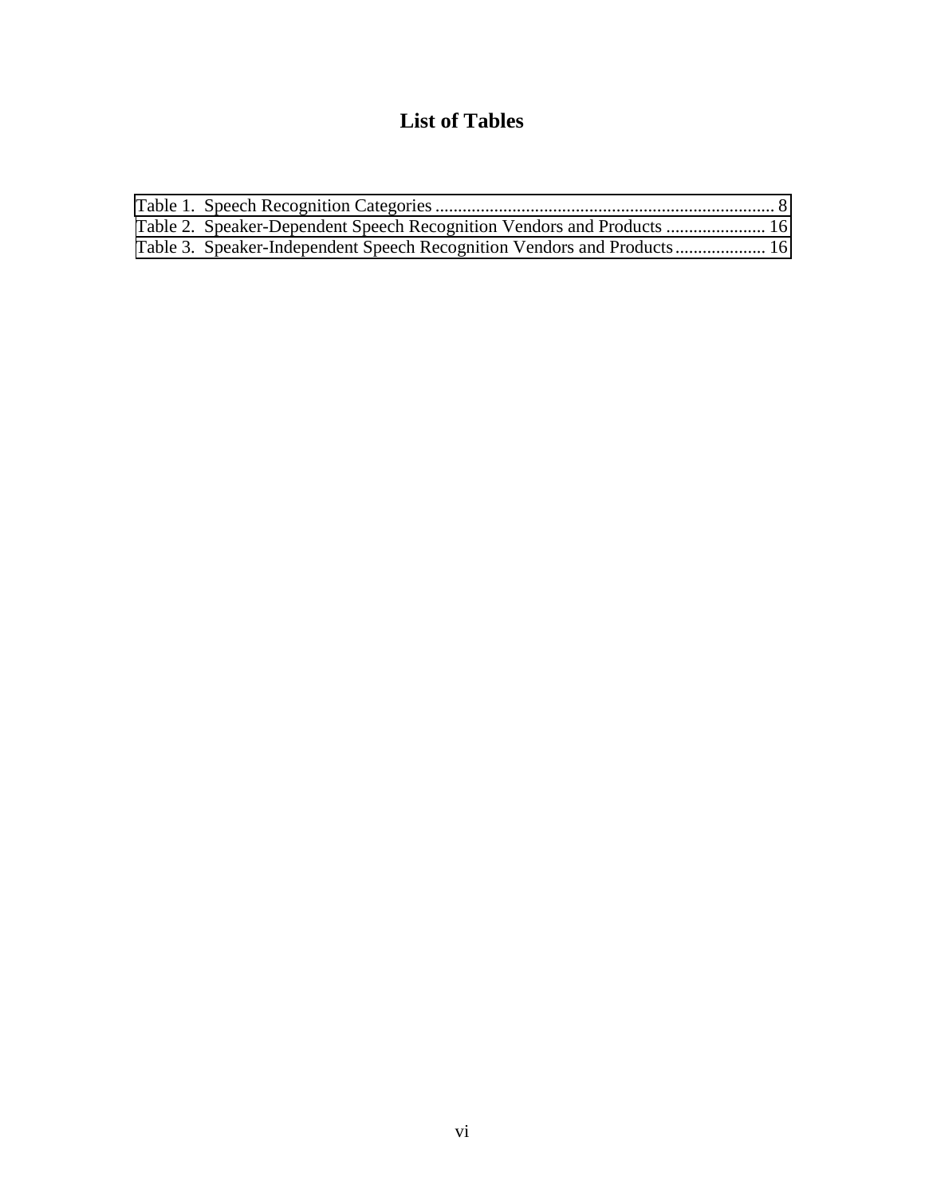# List of Tables

Table 1. Speech Recognition Categories ........................................................................... 8
Table 2. Speaker-Dependent Speech Recognition Vendors and Products ...................... 16
Table 3. Speaker-Independent Speech Recognition Vendors and Products .................... 16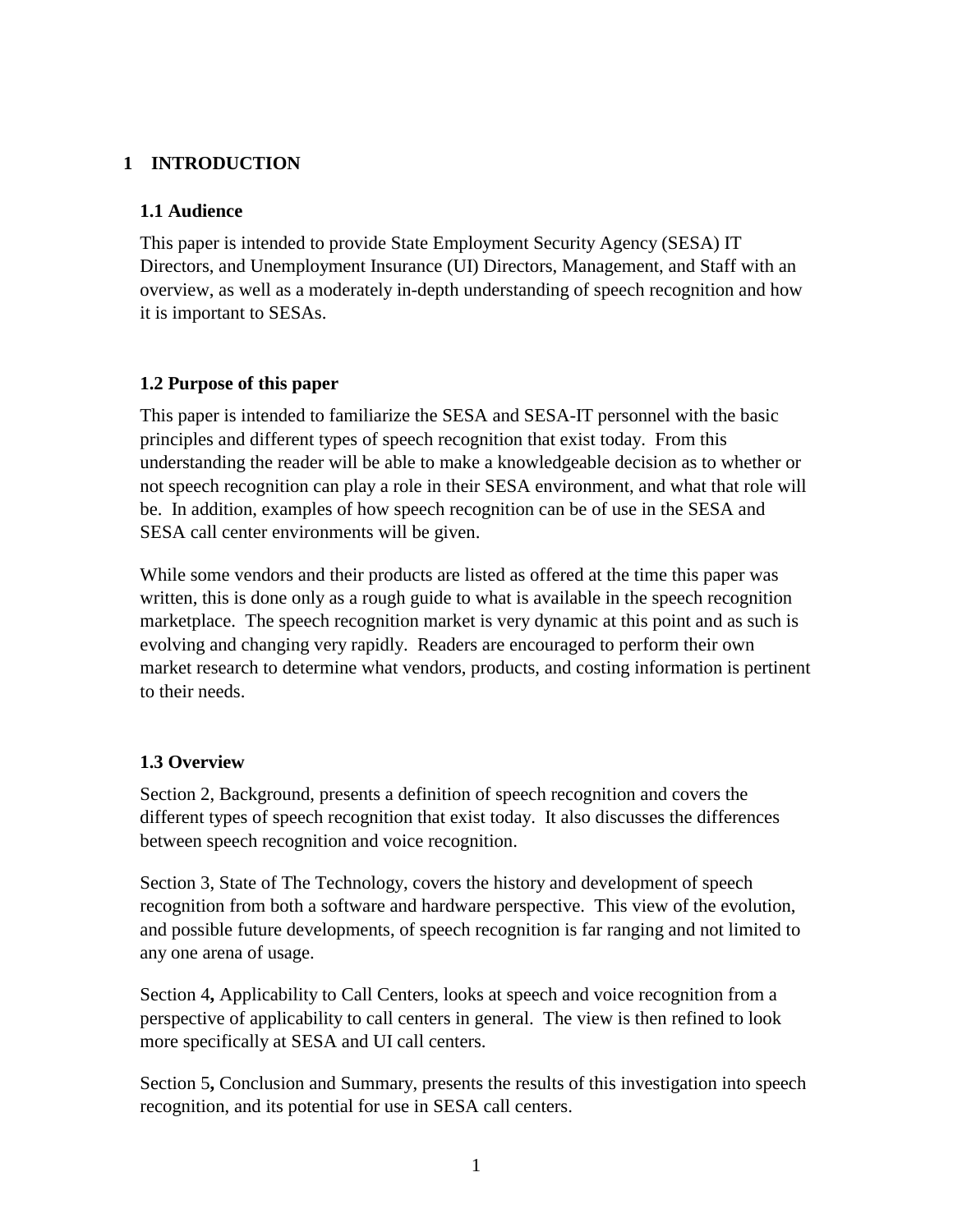# 1 INTRODUCTION

## 1.1 Audience

This paper is intended to provide State Employment Security Agency (SESA) IT Directors, and Unemployment Insurance (UI) Directors, Management, and Staff with an overview, as well as a moderately in-depth understanding of speech recognition and how it is important to SESAs.

## 1.2 Purpose of this paper

This paper is intended to familiarize the SESA and SESA-IT personnel with the basic principles and different types of speech recognition that exist today. From this understanding the reader will be able to make a knowledgeable decision as to whether or not speech recognition can play a role in their SESA environment, and what that role will be. In addition, examples of how speech recognition can be of use in the SESA and SESA call center environments will be given.

While some vendors and their products are listed as offered at the time this paper was written, this is done only as a rough guide to what is available in the speech recognition marketplace. The speech recognition market is very dynamic at this point and as such is evolving and changing very rapidly. Readers are encouraged to perform their own market research to determine what vendors, products, and costing information is pertinent to their needs.

## 1.3 Overview

Section 2, Background, presents a definition of speech recognition and covers the different types of speech recognition that exist today. It also discusses the differences between speech recognition and voice recognition.

Section 3, State of The Technology, covers the history and development of speech recognition from both a software and hardware perspective. This view of the evolution, and possible future developments, of speech recognition is far ranging and not limited to any one arena of usage.

Section 4**,** Applicability to Call Centers, looks at speech and voice recognition from a perspective of applicability to call centers in general. The view is then refined to look more specifically at SESA and UI call centers.

Section 5**,** Conclusion and Summary, presents the results of this investigation into speech recognition, and its potential for use in SESA call centers.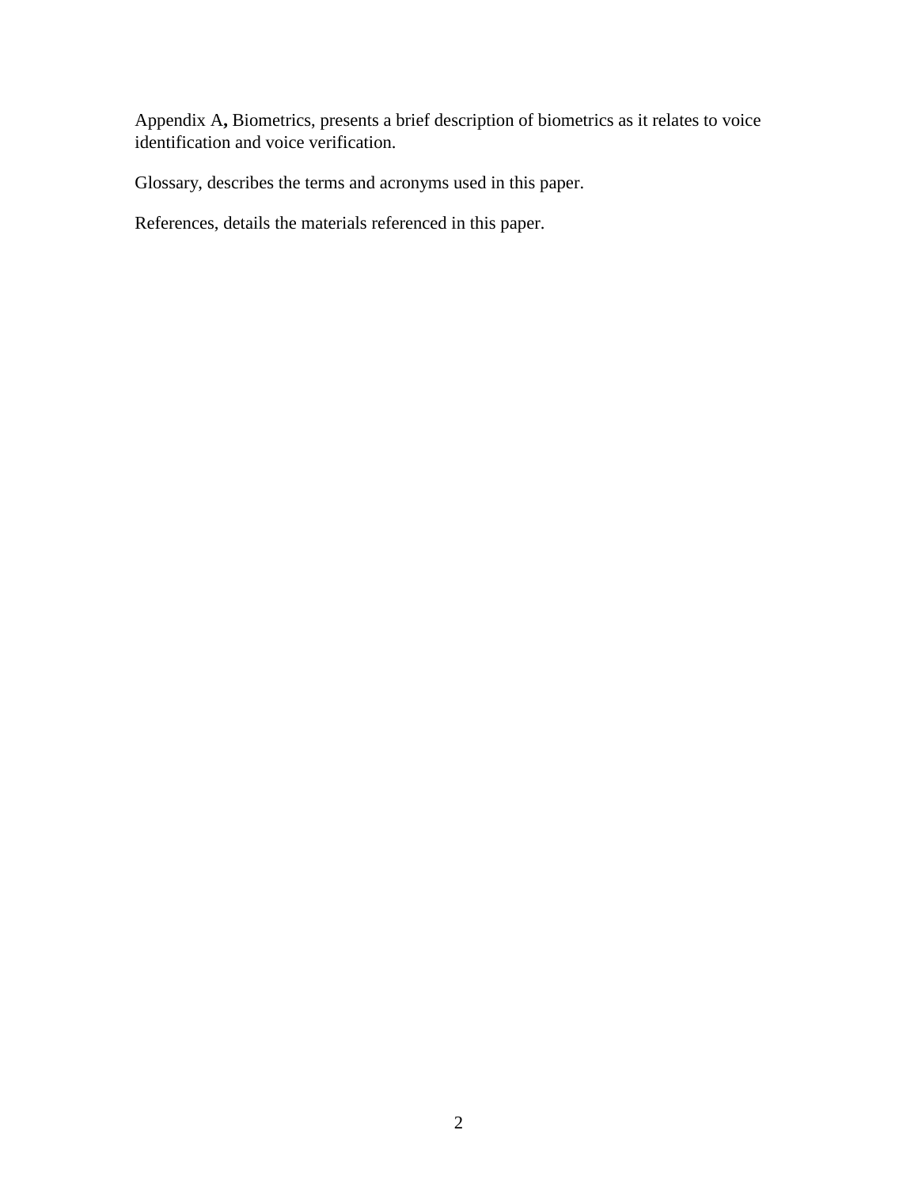Appendix A**,** Biometrics, presents a brief description of biometrics as it relates to voice identification and voice verification.

Glossary, describes the terms and acronyms used in this paper.

References, details the materials referenced in this paper.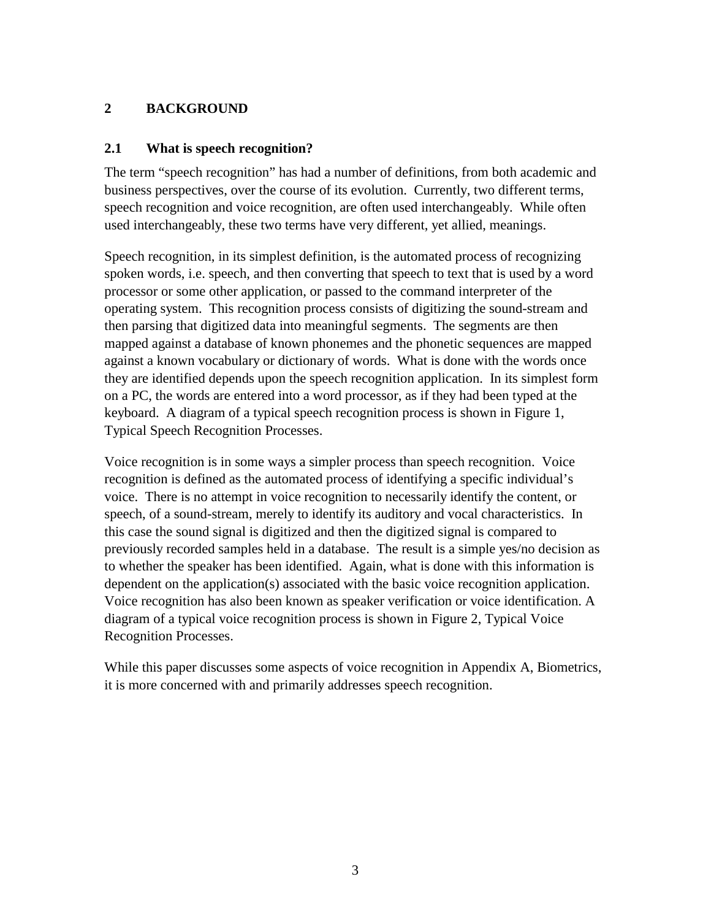# 2 BACKGROUND

## 2.1 What is speech recognition?

The term "speech recognition" has had a number of definitions, from both academic and business perspectives, over the course of its evolution. Currently, two different terms, speech recognition and voice recognition, are often used interchangeably. While often used interchangeably, these two terms have very different, yet allied, meanings.

Speech recognition, in its simplest definition, is the automated process of recognizing spoken words, i.e. speech, and then converting that speech to text that is used by a word processor or some other application, or passed to the command interpreter of the operating system. This recognition process consists of digitizing the sound-stream and then parsing that digitized data into meaningful segments. The segments are then mapped against a database of known phonemes and the phonetic sequences are mapped against a known vocabulary or dictionary of words. What is done with the words once they are identified depends upon the speech recognition application. In its simplest form on a PC, the words are entered into a word processor, as if they had been typed at the keyboard. A diagram of a typical speech recognition process is shown in Figure 1, Typical Speech Recognition Processes.

Voice recognition is in some ways a simpler process than speech recognition. Voice recognition is defined as the automated process of identifying a specific individual's voice. There is no attempt in voice recognition to necessarily identify the content, or speech, of a sound-stream, merely to identify its auditory and vocal characteristics. In this case the sound signal is digitized and then the digitized signal is compared to previously recorded samples held in a database. The result is a simple yes/no decision as to whether the speaker has been identified. Again, what is done with this information is dependent on the application(s) associated with the basic voice recognition application. Voice recognition has also been known as speaker verification or voice identification. A diagram of a typical voice recognition process is shown in Figure 2, Typical Voice Recognition Processes.

While this paper discusses some aspects of voice recognition in Appendix A, Biometrics, it is more concerned with and primarily addresses speech recognition.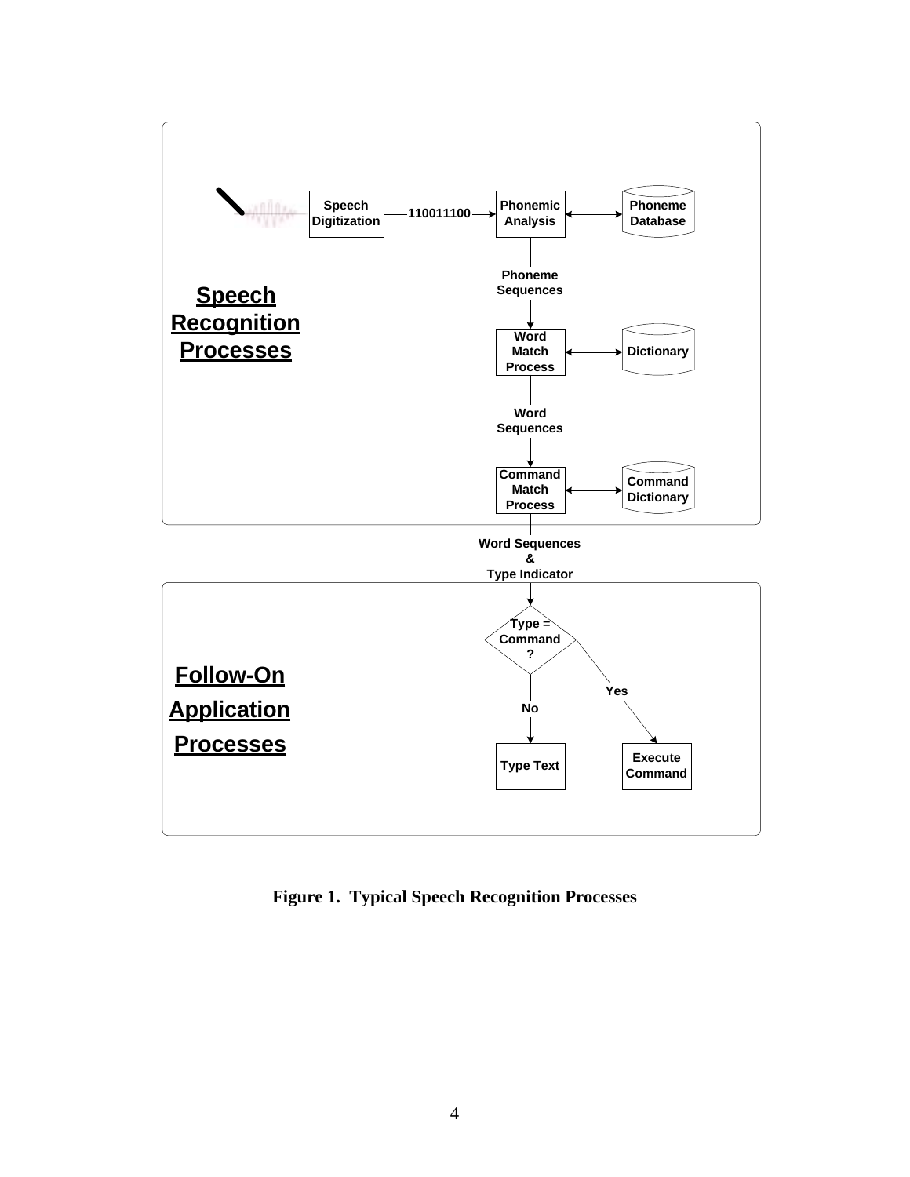**Speech Recognition Processes**

Speech Digitization → 110011100 → Phonemic Analysis ↔ Phoneme Database

Phoneme Sequences

Word Match Process ↔ Dictionary

Word Sequences

Command Match Process ↔ Command Dictionary

Word Sequences & Type Indicator

**Follow-On Application Processes**

Type = Command ?

No → Type Text

Yes → Execute Command

**Figure 1. Typical Speech Recognition Processes**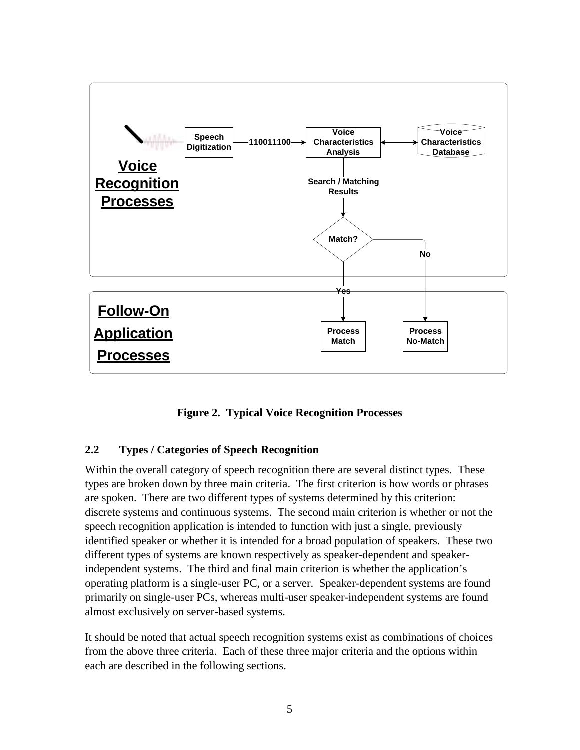**Figure 2. Typical Voice Recognition Processes**

### 2.2 Types / Categories of Speech Recognition

Within the overall category of speech recognition there are several distinct types. These types are broken down by three main criteria. The first criterion is how words or phrases are spoken. There are two different types of systems determined by this criterion: discrete systems and continuous systems. The second main criterion is whether or not the speech recognition application is intended to function with just a single, previously identified speaker or whether it is intended for a broad population of speakers. These two different types of systems are known respectively as speaker-dependent and speaker-independent systems. The third and final main criterion is whether the application's operating platform is a single-user PC, or a server. Speaker-dependent systems are found primarily on single-user PCs, whereas multi-user speaker-independent systems are found almost exclusively on server-based systems.

It should be noted that actual speech recognition systems exist as combinations of choices from the above three criteria. Each of these three major criteria and the options within each are described in the following sections.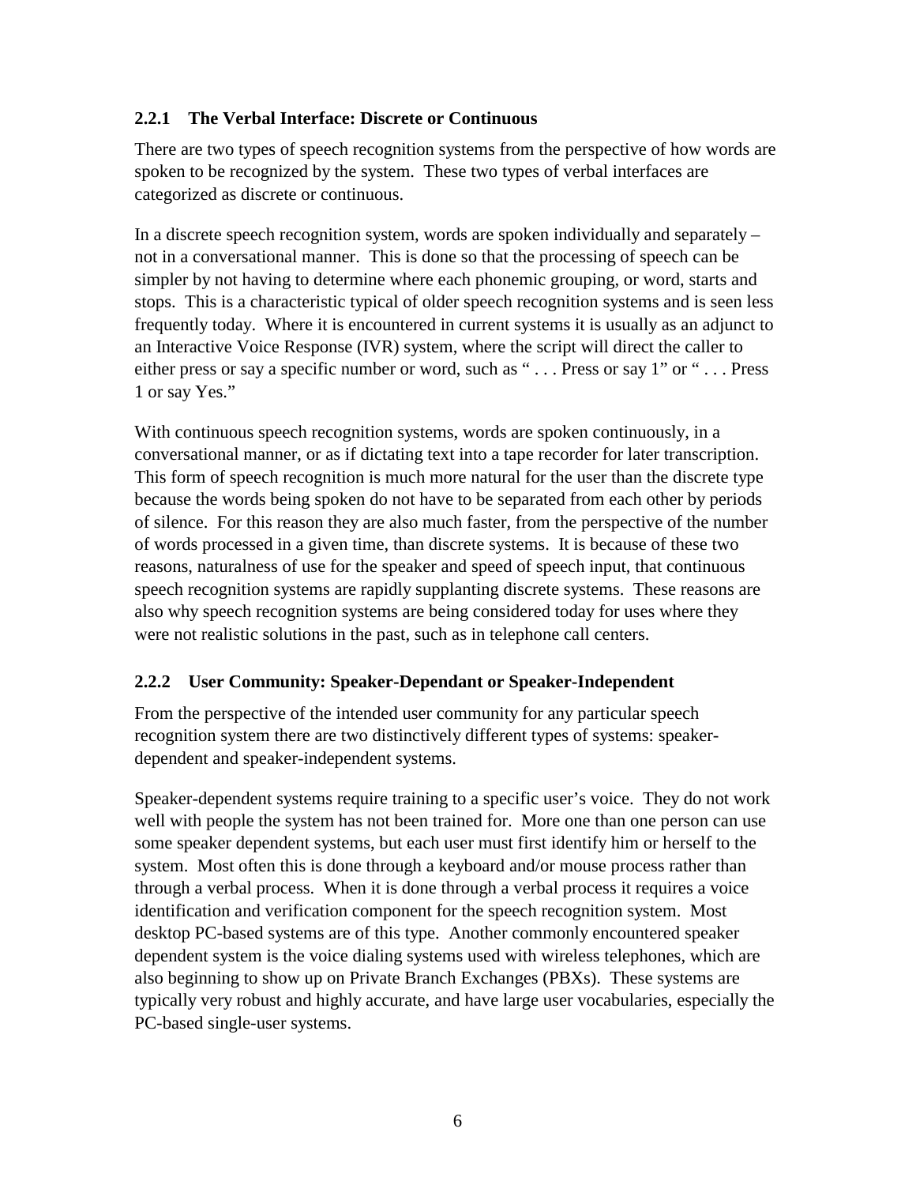### 2.2.1 The Verbal Interface: Discrete or Continuous

There are two types of speech recognition systems from the perspective of how words are spoken to be recognized by the system. These two types of verbal interfaces are categorized as discrete or continuous.

In a discrete speech recognition system, words are spoken individually and separately – not in a conversational manner. This is done so that the processing of speech can be simpler by not having to determine where each phonemic grouping, or word, starts and stops. This is a characteristic typical of older speech recognition systems and is seen less frequently today. Where it is encountered in current systems it is usually as an adjunct to an Interactive Voice Response (IVR) system, where the script will direct the caller to either press or say a specific number or word, such as " . . . Press or say 1" or " . . . Press 1 or say Yes."

With continuous speech recognition systems, words are spoken continuously, in a conversational manner, or as if dictating text into a tape recorder for later transcription. This form of speech recognition is much more natural for the user than the discrete type because the words being spoken do not have to be separated from each other by periods of silence. For this reason they are also much faster, from the perspective of the number of words processed in a given time, than discrete systems. It is because of these two reasons, naturalness of use for the speaker and speed of speech input, that continuous speech recognition systems are rapidly supplanting discrete systems. These reasons are also why speech recognition systems are being considered today for uses where they were not realistic solutions in the past, such as in telephone call centers.

### 2.2.2 User Community: Speaker-Dependant or Speaker-Independent

From the perspective of the intended user community for any particular speech recognition system there are two distinctively different types of systems: speaker-dependent and speaker-independent systems.

Speaker-dependent systems require training to a specific user's voice. They do not work well with people the system has not been trained for. More one than one person can use some speaker dependent systems, but each user must first identify him or herself to the system. Most often this is done through a keyboard and/or mouse process rather than through a verbal process. When it is done through a verbal process it requires a voice identification and verification component for the speech recognition system. Most desktop PC-based systems are of this type. Another commonly encountered speaker dependent system is the voice dialing systems used with wireless telephones, which are also beginning to show up on Private Branch Exchanges (PBXs). These systems are typically very robust and highly accurate, and have large user vocabularies, especially the PC-based single-user systems.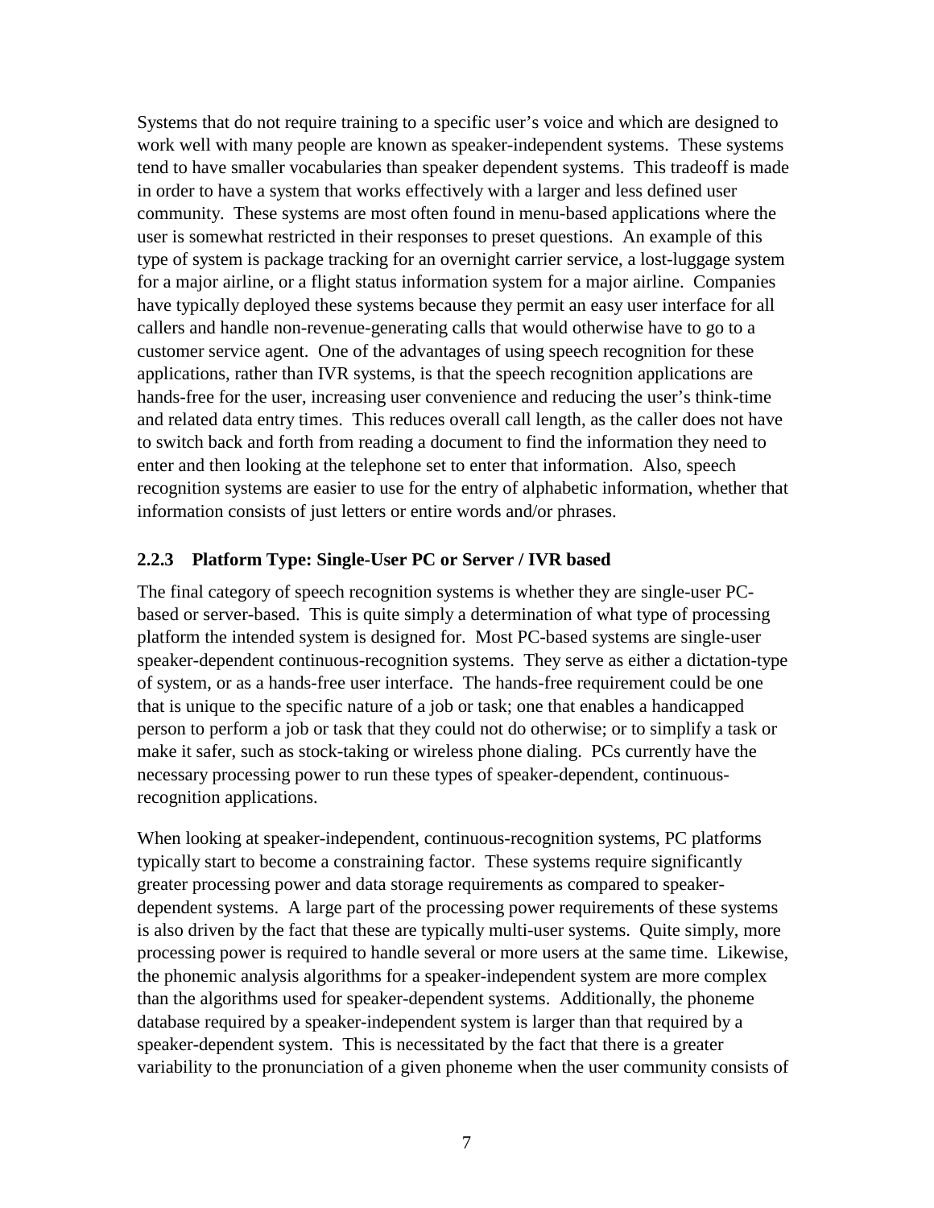Systems that do not require training to a specific user's voice and which are designed to work well with many people are known as speaker-independent systems. These systems tend to have smaller vocabularies than speaker dependent systems. This tradeoff is made in order to have a system that works effectively with a larger and less defined user community. These systems are most often found in menu-based applications where the user is somewhat restricted in their responses to preset questions. An example of this type of system is package tracking for an overnight carrier service, a lost-luggage system for a major airline, or a flight status information system for a major airline. Companies have typically deployed these systems because they permit an easy user interface for all callers and handle non-revenue-generating calls that would otherwise have to go to a customer service agent. One of the advantages of using speech recognition for these applications, rather than IVR systems, is that the speech recognition applications are hands-free for the user, increasing user convenience and reducing the user's think-time and related data entry times. This reduces overall call length, as the caller does not have to switch back and forth from reading a document to find the information they need to enter and then looking at the telephone set to enter that information. Also, speech recognition systems are easier to use for the entry of alphabetic information, whether that information consists of just letters or entire words and/or phrases.

### 2.2.3 Platform Type: Single-User PC or Server / IVR based

The final category of speech recognition systems is whether they are single-user PC-based or server-based. This is quite simply a determination of what type of processing platform the intended system is designed for. Most PC-based systems are single-user speaker-dependent continuous-recognition systems. They serve as either a dictation-type of system, or as a hands-free user interface. The hands-free requirement could be one that is unique to the specific nature of a job or task; one that enables a handicapped person to perform a job or task that they could not do otherwise; or to simplify a task or make it safer, such as stock-taking or wireless phone dialing. PCs currently have the necessary processing power to run these types of speaker-dependent, continuous-recognition applications.

When looking at speaker-independent, continuous-recognition systems, PC platforms typically start to become a constraining factor. These systems require significantly greater processing power and data storage requirements as compared to speaker-dependent systems. A large part of the processing power requirements of these systems is also driven by the fact that these are typically multi-user systems. Quite simply, more processing power is required to handle several or more users at the same time. Likewise, the phonemic analysis algorithms for a speaker-independent system are more complex than the algorithms used for speaker-dependent systems. Additionally, the phoneme database required by a speaker-independent system is larger than that required by a speaker-dependent system. This is necessitated by the fact that there is a greater variability to the pronunciation of a given phoneme when the user community consists of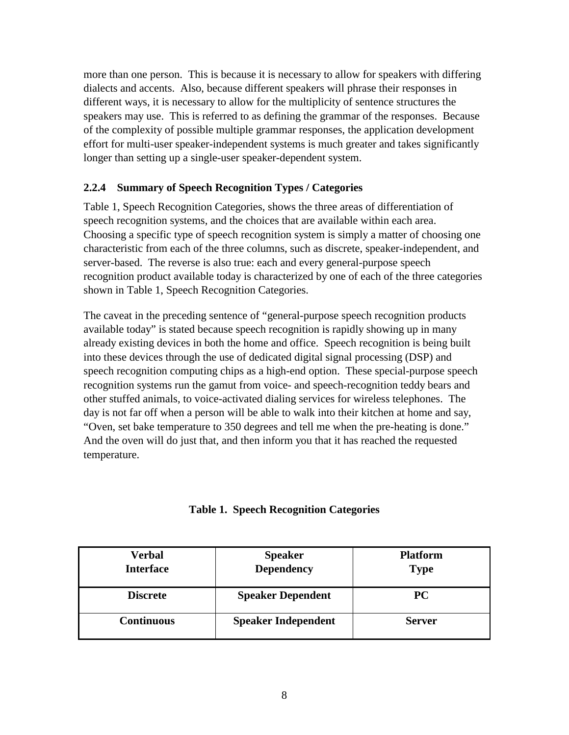more than one person. This is because it is necessary to allow for speakers with differing dialects and accents. Also, because different speakers will phrase their responses in different ways, it is necessary to allow for the multiplicity of sentence structures the speakers may use. This is referred to as defining the grammar of the responses. Because of the complexity of possible multiple grammar responses, the application development effort for multi-user speaker-independent systems is much greater and takes significantly longer than setting up a single-user speaker-dependent system.

### 2.2.4 Summary of Speech Recognition Types / Categories

Table 1, Speech Recognition Categories, shows the three areas of differentiation of speech recognition systems, and the choices that are available within each area. Choosing a specific type of speech recognition system is simply a matter of choosing one characteristic from each of the three columns, such as discrete, speaker-independent, and server-based. The reverse is also true: each and every general-purpose speech recognition product available today is characterized by one of each of the three categories shown in Table 1, Speech Recognition Categories.

The caveat in the preceding sentence of "general-purpose speech recognition products available today" is stated because speech recognition is rapidly showing up in many already existing devices in both the home and office. Speech recognition is being built into these devices through the use of dedicated digital signal processing (DSP) and speech recognition computing chips as a high-end option. These special-purpose speech recognition systems run the gamut from voice- and speech-recognition teddy bears and other stuffed animals, to voice-activated dialing services for wireless telephones. The day is not far off when a person will be able to walk into their kitchen at home and say, "Oven, set bake temperature to 350 degrees and tell me when the pre-heating is done." And the oven will do just that, and then inform you that it has reached the requested temperature.

**Table 1. Speech Recognition Categories**

| Verbal Interface | Speaker Dependency | Platform Type |
|---|---|---|
| **Discrete** | **Speaker Dependent** | **PC** |
| **Continuous** | **Speaker Independent** | **Server** |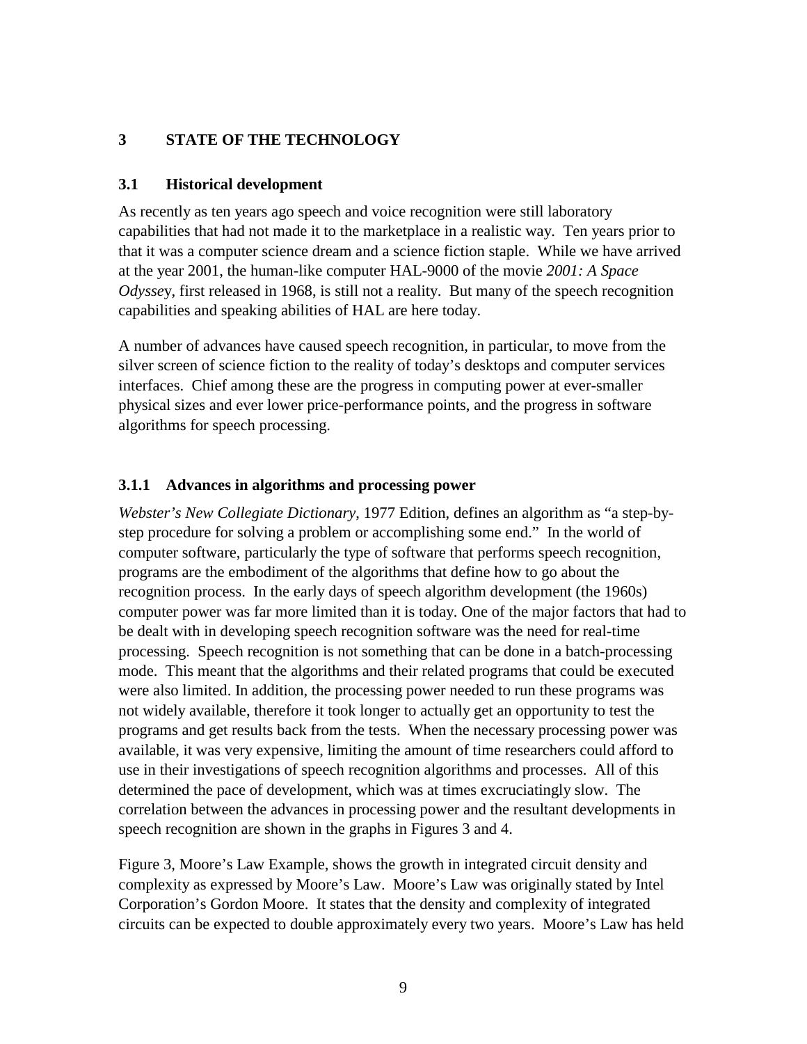# 3 STATE OF THE TECHNOLOGY

## 3.1 Historical development

As recently as ten years ago speech and voice recognition were still laboratory capabilities that had not made it to the marketplace in a realistic way. Ten years prior to that it was a computer science dream and a science fiction staple. While we have arrived at the year 2001, the human-like computer HAL-9000 of the movie *2001: A Space Odysse*y, first released in 1968, is still not a reality. But many of the speech recognition capabilities and speaking abilities of HAL are here today.

A number of advances have caused speech recognition, in particular, to move from the silver screen of science fiction to the reality of today's desktops and computer services interfaces. Chief among these are the progress in computing power at ever-smaller physical sizes and ever lower price-performance points, and the progress in software algorithms for speech processing.

### 3.1.1 Advances in algorithms and processing power

*Webster's New Collegiate Dictionary*, 1977 Edition, defines an algorithm as "a step-by-step procedure for solving a problem or accomplishing some end." In the world of computer software, particularly the type of software that performs speech recognition, programs are the embodiment of the algorithms that define how to go about the recognition process. In the early days of speech algorithm development (the 1960s) computer power was far more limited than it is today. One of the major factors that had to be dealt with in developing speech recognition software was the need for real-time processing. Speech recognition is not something that can be done in a batch-processing mode. This meant that the algorithms and their related programs that could be executed were also limited. In addition, the processing power needed to run these programs was not widely available, therefore it took longer to actually get an opportunity to test the programs and get results back from the tests. When the necessary processing power was available, it was very expensive, limiting the amount of time researchers could afford to use in their investigations of speech recognition algorithms and processes. All of this determined the pace of development, which was at times excruciatingly slow. The correlation between the advances in processing power and the resultant developments in speech recognition are shown in the graphs in Figures 3 and 4.

Figure 3, Moore's Law Example, shows the growth in integrated circuit density and complexity as expressed by Moore's Law. Moore's Law was originally stated by Intel Corporation's Gordon Moore. It states that the density and complexity of integrated circuits can be expected to double approximately every two years. Moore's Law has held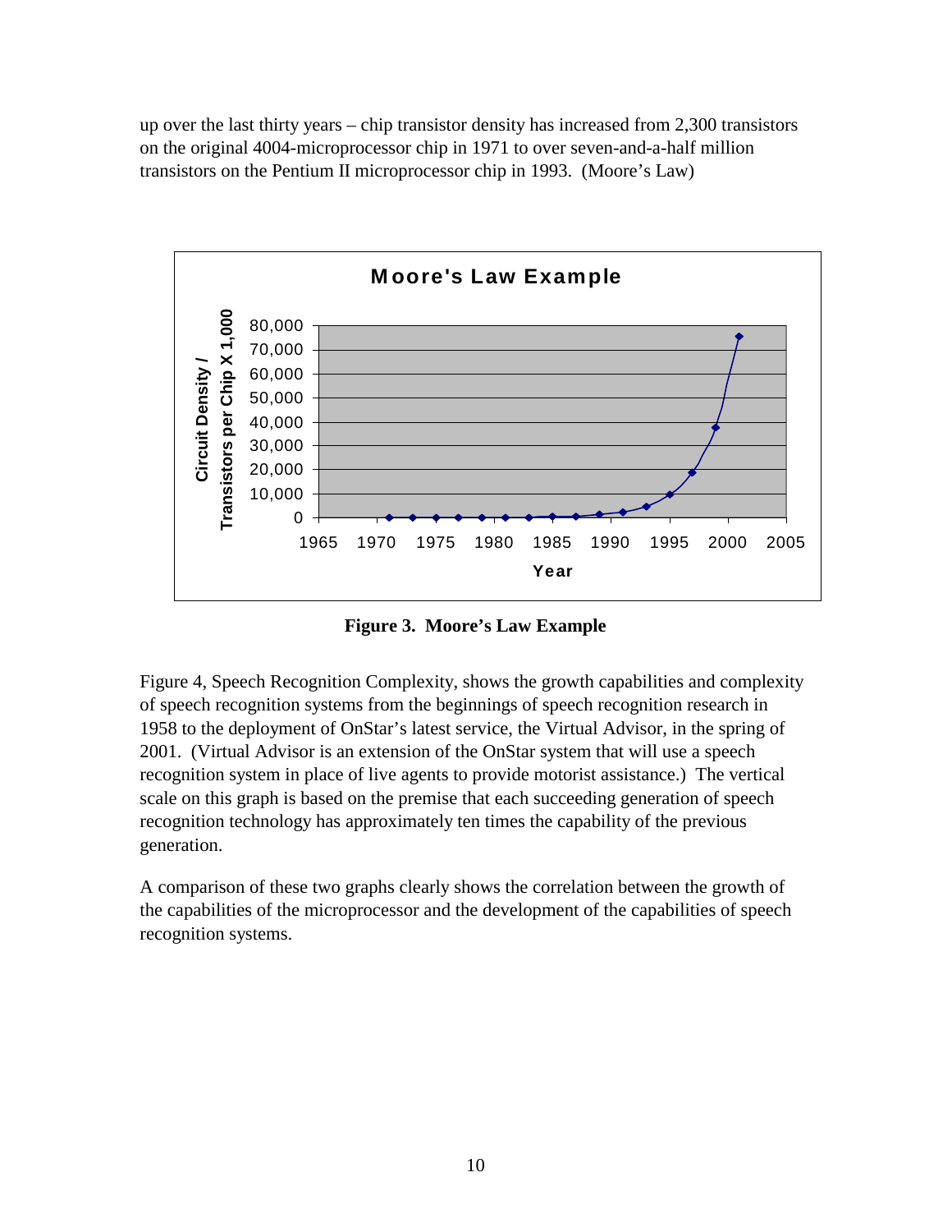up over the last thirty years – chip transistor density has increased from 2,300 transistors on the original 4004-microprocessor chip in 1971 to over seven-and-a-half million transistors on the Pentium II microprocessor chip in 1993. (Moore's Law)

**Figure 3. Moore's Law Example**

Figure 4, Speech Recognition Complexity, shows the growth capabilities and complexity of speech recognition systems from the beginnings of speech recognition research in 1958 to the deployment of OnStar's latest service, the Virtual Advisor, in the spring of 2001. (Virtual Advisor is an extension of the OnStar system that will use a speech recognition system in place of live agents to provide motorist assistance.) The vertical scale on this graph is based on the premise that each succeeding generation of speech recognition technology has approximately ten times the capability of the previous generation.

A comparison of these two graphs clearly shows the correlation between the growth of the capabilities of the microprocessor and the development of the capabilities of speech recognition systems.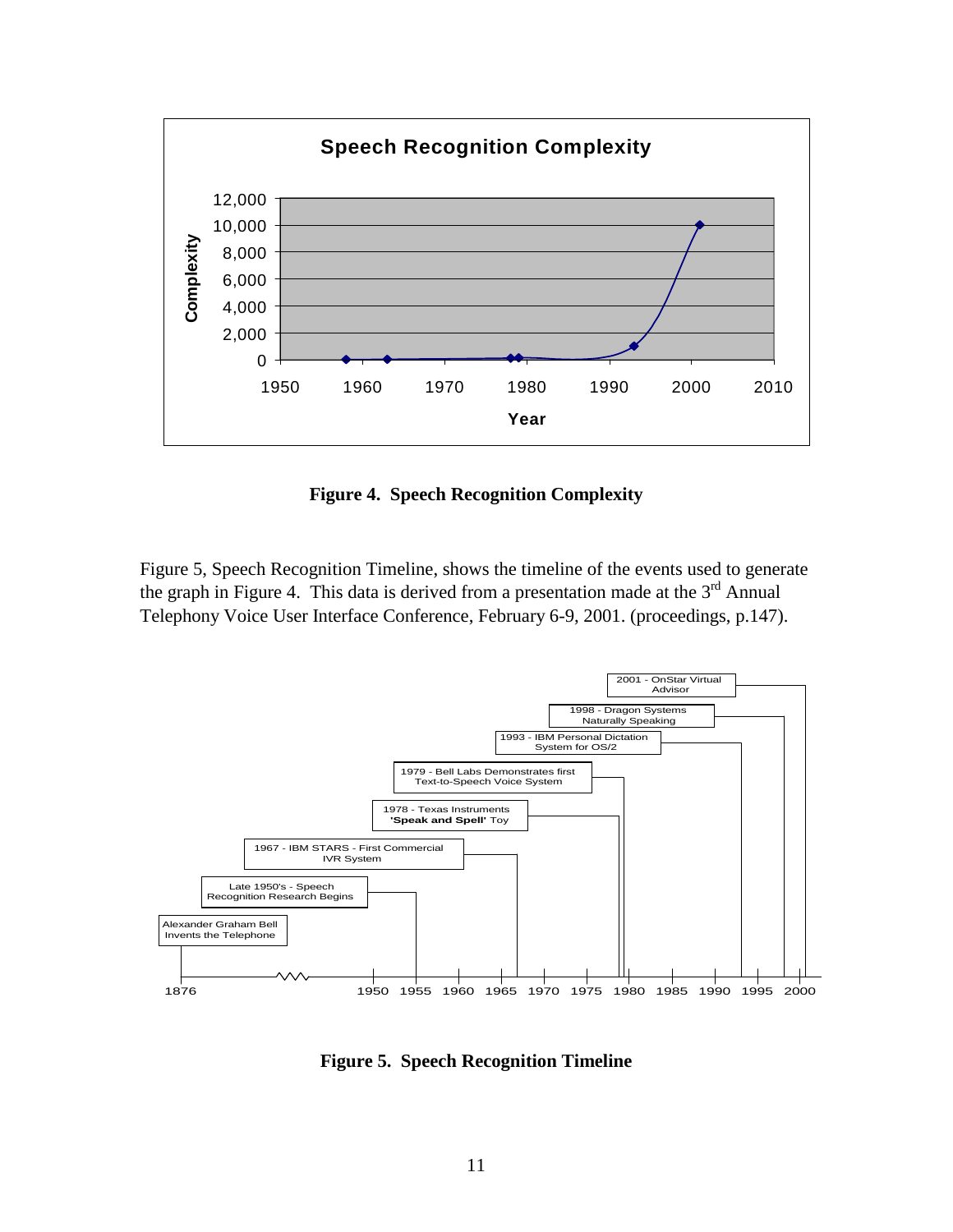**Figure 4. Speech Recognition Complexity**

Figure 5, Speech Recognition Timeline, shows the timeline of the events used to generate the graph in Figure 4. This data is derived from a presentation made at the 3rd Annual Telephony Voice User Interface Conference, February 6-9, 2001. (proceedings, p.147).

**Figure 5. Speech Recognition Timeline**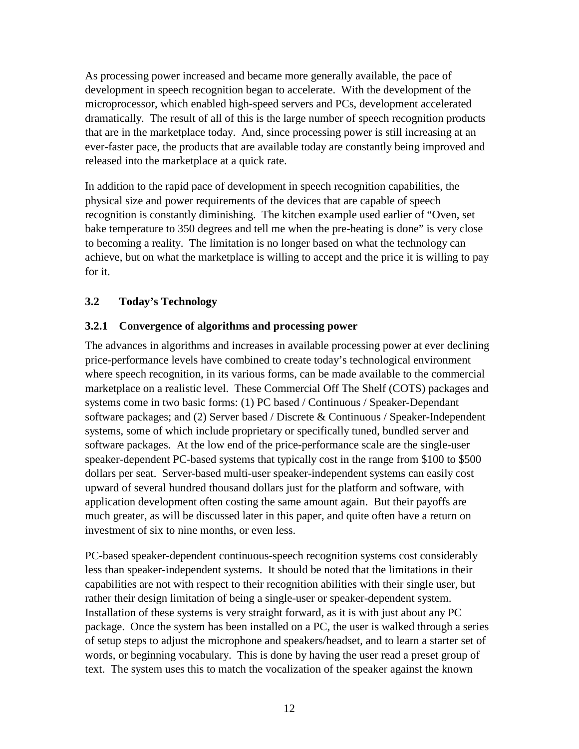As processing power increased and became more generally available, the pace of development in speech recognition began to accelerate. With the development of the microprocessor, which enabled high-speed servers and PCs, development accelerated dramatically. The result of all of this is the large number of speech recognition products that are in the marketplace today. And, since processing power is still increasing at an ever-faster pace, the products that are available today are constantly being improved and released into the marketplace at a quick rate.

In addition to the rapid pace of development in speech recognition capabilities, the physical size and power requirements of the devices that are capable of speech recognition is constantly diminishing. The kitchen example used earlier of "Oven, set bake temperature to 350 degrees and tell me when the pre-heating is done" is very close to becoming a reality. The limitation is no longer based on what the technology can achieve, but on what the marketplace is willing to accept and the price it is willing to pay for it.

## 3.2 Today's Technology

### 3.2.1 Convergence of algorithms and processing power

The advances in algorithms and increases in available processing power at ever declining price-performance levels have combined to create today's technological environment where speech recognition, in its various forms, can be made available to the commercial marketplace on a realistic level. These Commercial Off The Shelf (COTS) packages and systems come in two basic forms: (1) PC based / Continuous / Speaker-Dependant software packages; and (2) Server based / Discrete & Continuous / Speaker-Independent systems, some of which include proprietary or specifically tuned, bundled server and software packages. At the low end of the price-performance scale are the single-user speaker-dependent PC-based systems that typically cost in the range from $100 to $500 dollars per seat. Server-based multi-user speaker-independent systems can easily cost upward of several hundred thousand dollars just for the platform and software, with application development often costing the same amount again. But their payoffs are much greater, as will be discussed later in this paper, and quite often have a return on investment of six to nine months, or even less.

PC-based speaker-dependent continuous-speech recognition systems cost considerably less than speaker-independent systems. It should be noted that the limitations in their capabilities are not with respect to their recognition abilities with their single user, but rather their design limitation of being a single-user or speaker-dependent system. Installation of these systems is very straight forward, as it is with just about any PC package. Once the system has been installed on a PC, the user is walked through a series of setup steps to adjust the microphone and speakers/headset, and to learn a starter set of words, or beginning vocabulary. This is done by having the user read a preset group of text. The system uses this to match the vocalization of the speaker against the known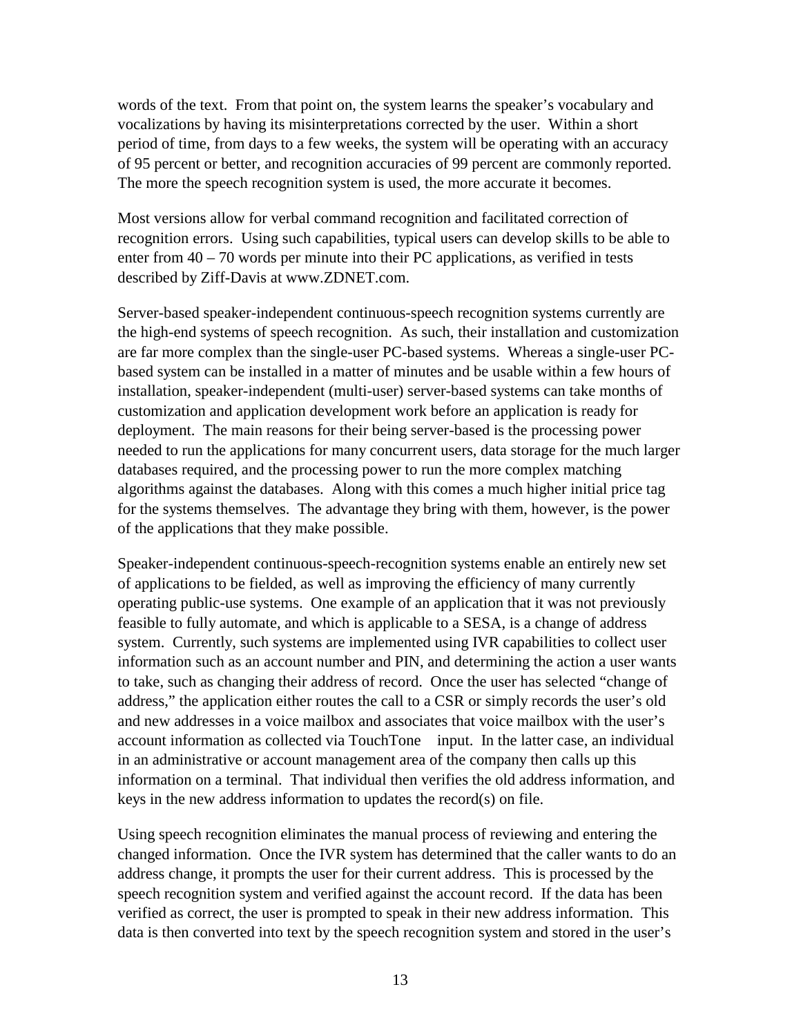words of the text. From that point on, the system learns the speaker's vocabulary and vocalizations by having its misinterpretations corrected by the user. Within a short period of time, from days to a few weeks, the system will be operating with an accuracy of 95 percent or better, and recognition accuracies of 99 percent are commonly reported. The more the speech recognition system is used, the more accurate it becomes.

Most versions allow for verbal command recognition and facilitated correction of recognition errors. Using such capabilities, typical users can develop skills to be able to enter from 40 – 70 words per minute into their PC applications, as verified in tests described by Ziff-Davis at www.ZDNET.com.

Server-based speaker-independent continuous-speech recognition systems currently are the high-end systems of speech recognition. As such, their installation and customization are far more complex than the single-user PC-based systems. Whereas a single-user PC-based system can be installed in a matter of minutes and be usable within a few hours of installation, speaker-independent (multi-user) server-based systems can take months of customization and application development work before an application is ready for deployment. The main reasons for their being server-based is the processing power needed to run the applications for many concurrent users, data storage for the much larger databases required, and the processing power to run the more complex matching algorithms against the databases. Along with this comes a much higher initial price tag for the systems themselves. The advantage they bring with them, however, is the power of the applications that they make possible.

Speaker-independent continuous-speech-recognition systems enable an entirely new set of applications to be fielded, as well as improving the efficiency of many currently operating public-use systems. One example of an application that it was not previously feasible to fully automate, and which is applicable to a SESA, is a change of address system. Currently, such systems are implemented using IVR capabilities to collect user information such as an account number and PIN, and determining the action a user wants to take, such as changing their address of record. Once the user has selected "change of address," the application either routes the call to a CSR or simply records the user's old and new addresses in a voice mailbox and associates that voice mailbox with the user's account information as collected via TouchTone input. In the latter case, an individual in an administrative or account management area of the company then calls up this information on a terminal. That individual then verifies the old address information, and keys in the new address information to updates the record(s) on file.

Using speech recognition eliminates the manual process of reviewing and entering the changed information. Once the IVR system has determined that the caller wants to do an address change, it prompts the user for their current address. This is processed by the speech recognition system and verified against the account record. If the data has been verified as correct, the user is prompted to speak in their new address information. This data is then converted into text by the speech recognition system and stored in the user's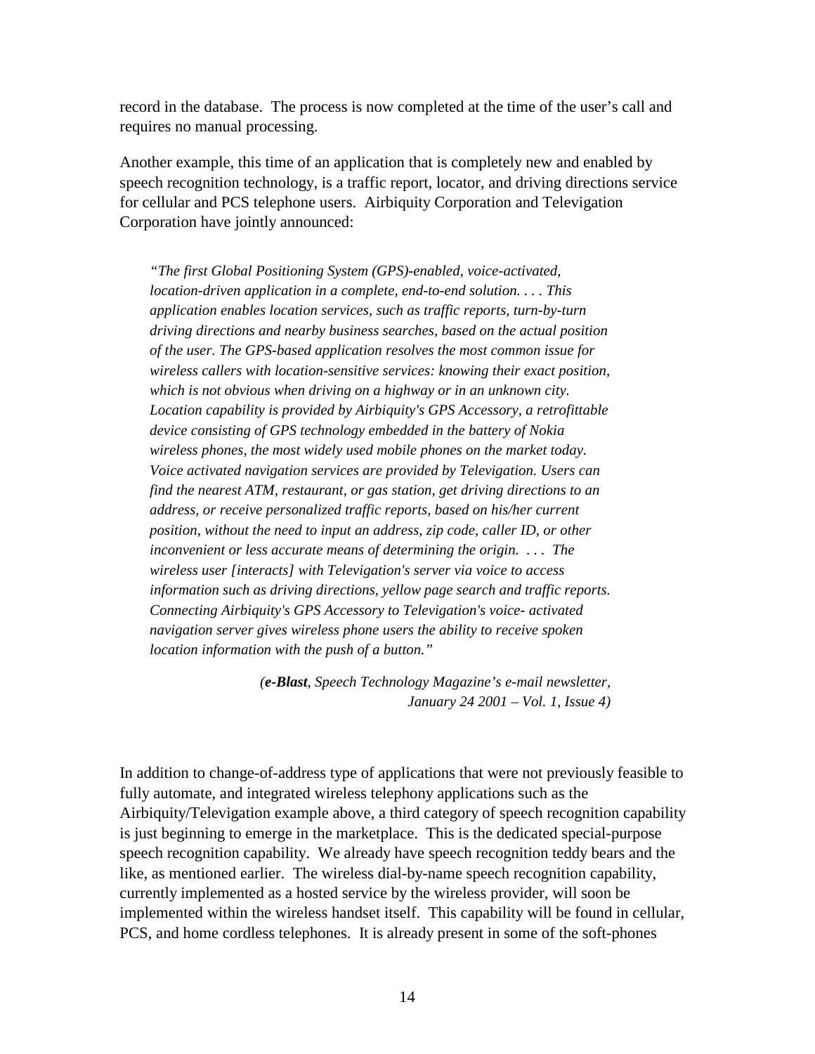record in the database. The process is now completed at the time of the user's call and requires no manual processing.

Another example, this time of an application that is completely new and enabled by speech recognition technology, is a traffic report, locator, and driving directions service for cellular and PCS telephone users. Airbiquity Corporation and Televigation Corporation have jointly announced:

> *"The first Global Positioning System (GPS)-enabled, voice-activated, location-driven application in a complete, end-to-end solution. . . . This application enables location services, such as traffic reports, turn-by-turn driving directions and nearby business searches, based on the actual position of the user. The GPS-based application resolves the most common issue for wireless callers with location-sensitive services: knowing their exact position, which is not obvious when driving on a highway or in an unknown city. Location capability is provided by Airbiquity's GPS Accessory, a retrofittable device consisting of GPS technology embedded in the battery of Nokia wireless phones, the most widely used mobile phones on the market today. Voice activated navigation services are provided by Televigation. Users can find the nearest ATM, restaurant, or gas station, get driving directions to an address, or receive personalized traffic reports, based on his/her current position, without the need to input an address, zip code, caller ID, or other inconvenient or less accurate means of determining the origin. . . . The wireless user [interacts] with Televigation's server via voice to access information such as driving directions, yellow page search and traffic reports. Connecting Airbiquity's GPS Accessory to Televigation's voice- activated navigation server gives wireless phone users the ability to receive spoken location information with the push of a button."*
>
> *(**e-Blast**, Speech Technology Magazine's e-mail newsletter, January 24 2001 – Vol. 1, Issue 4)*

In addition to change-of-address type of applications that were not previously feasible to fully automate, and integrated wireless telephony applications such as the Airbiquity/Televigation example above, a third category of speech recognition capability is just beginning to emerge in the marketplace. This is the dedicated special-purpose speech recognition capability. We already have speech recognition teddy bears and the like, as mentioned earlier. The wireless dial-by-name speech recognition capability, currently implemented as a hosted service by the wireless provider, will soon be implemented within the wireless handset itself. This capability will be found in cellular, PCS, and home cordless telephones. It is already present in some of the soft-phones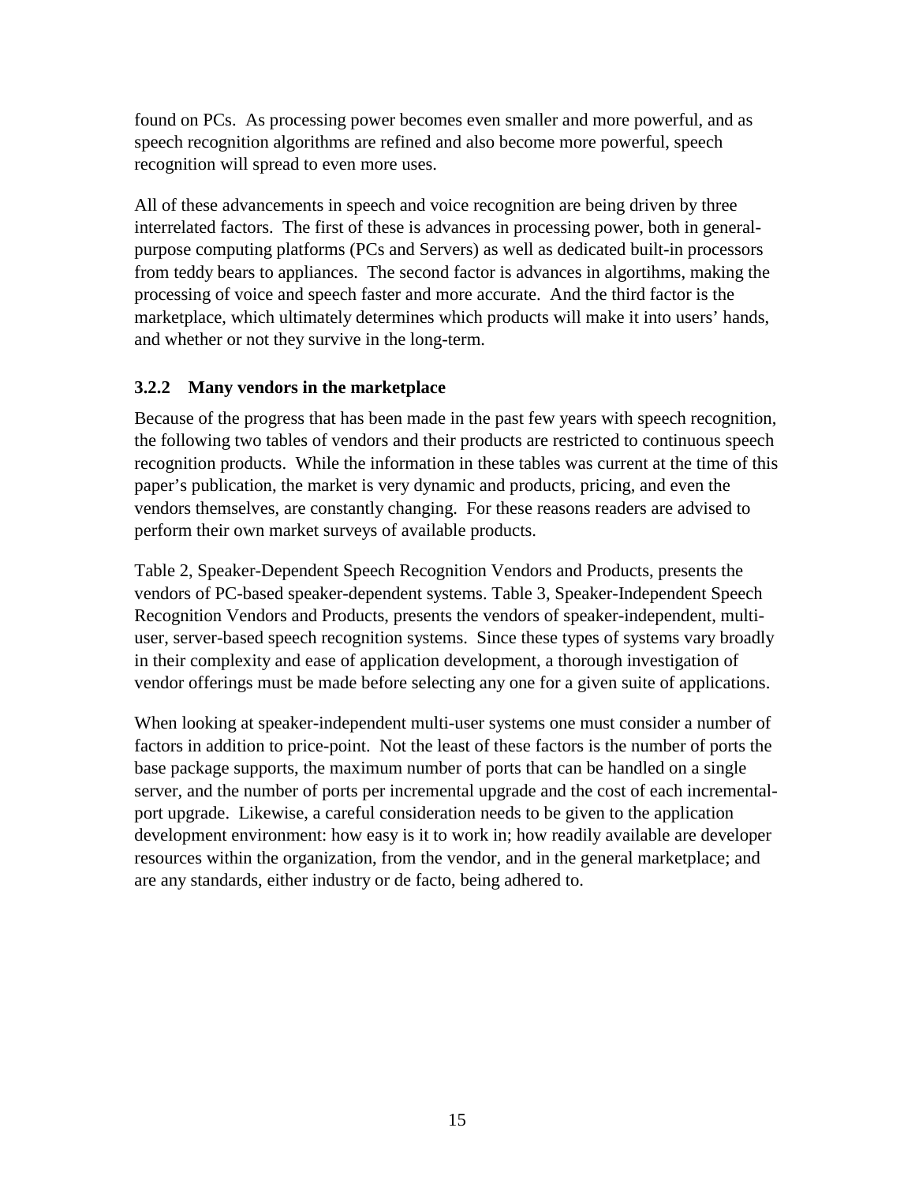found on PCs. As processing power becomes even smaller and more powerful, and as speech recognition algorithms are refined and also become more powerful, speech recognition will spread to even more uses.

All of these advancements in speech and voice recognition are being driven by three interrelated factors. The first of these is advances in processing power, both in general-purpose computing platforms (PCs and Servers) as well as dedicated built-in processors from teddy bears to appliances. The second factor is advances in algortihms, making the processing of voice and speech faster and more accurate. And the third factor is the marketplace, which ultimately determines which products will make it into users' hands, and whether or not they survive in the long-term.

### 3.2.2 Many vendors in the marketplace

Because of the progress that has been made in the past few years with speech recognition, the following two tables of vendors and their products are restricted to continuous speech recognition products. While the information in these tables was current at the time of this paper's publication, the market is very dynamic and products, pricing, and even the vendors themselves, are constantly changing. For these reasons readers are advised to perform their own market surveys of available products.

Table 2, Speaker-Dependent Speech Recognition Vendors and Products, presents the vendors of PC-based speaker-dependent systems. Table 3, Speaker-Independent Speech Recognition Vendors and Products, presents the vendors of speaker-independent, multi-user, server-based speech recognition systems. Since these types of systems vary broadly in their complexity and ease of application development, a thorough investigation of vendor offerings must be made before selecting any one for a given suite of applications.

When looking at speaker-independent multi-user systems one must consider a number of factors in addition to price-point. Not the least of these factors is the number of ports the base package supports, the maximum number of ports that can be handled on a single server, and the number of ports per incremental upgrade and the cost of each incremental-port upgrade. Likewise, a careful consideration needs to be given to the application development environment: how easy is it to work in; how readily available are developer resources within the organization, from the vendor, and in the general marketplace; and are any standards, either industry or de facto, being adhered to.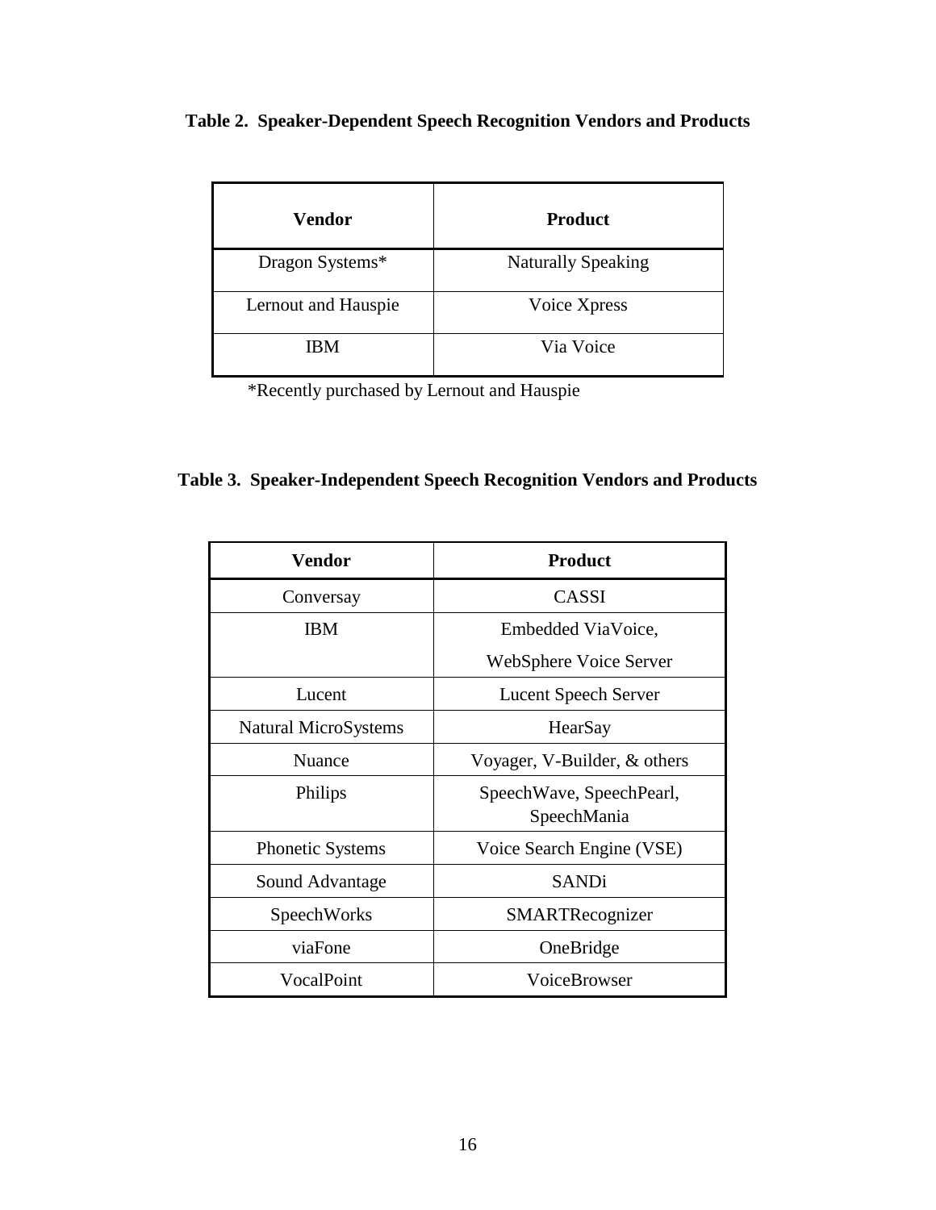**Table 2. Speaker-Dependent Speech Recognition Vendors and Products**

| Vendor | Product |
|---|---|
| Dragon Systems* | Naturally Speaking |
| Lernout and Hauspie | Voice Xpress |
| IBM | Via Voice |

*Recently purchased by Lernout and Hauspie

**Table 3. Speaker-Independent Speech Recognition Vendors and Products**

| Vendor | Product |
|---|---|
| Conversay | CASSI |
| IBM | Embedded ViaVoice, WebSphere Voice Server |
| Lucent | Lucent Speech Server |
| Natural MicroSystems | HearSay |
| Nuance | Voyager, V-Builder, & others |
| Philips | SpeechWave, SpeechPearl, SpeechMania |
| Phonetic Systems | Voice Search Engine (VSE) |
| Sound Advantage | SANDi |
| SpeechWorks | SMARTRecognizer |
| viaFone | OneBridge |
| VocalPoint | VoiceBrowser |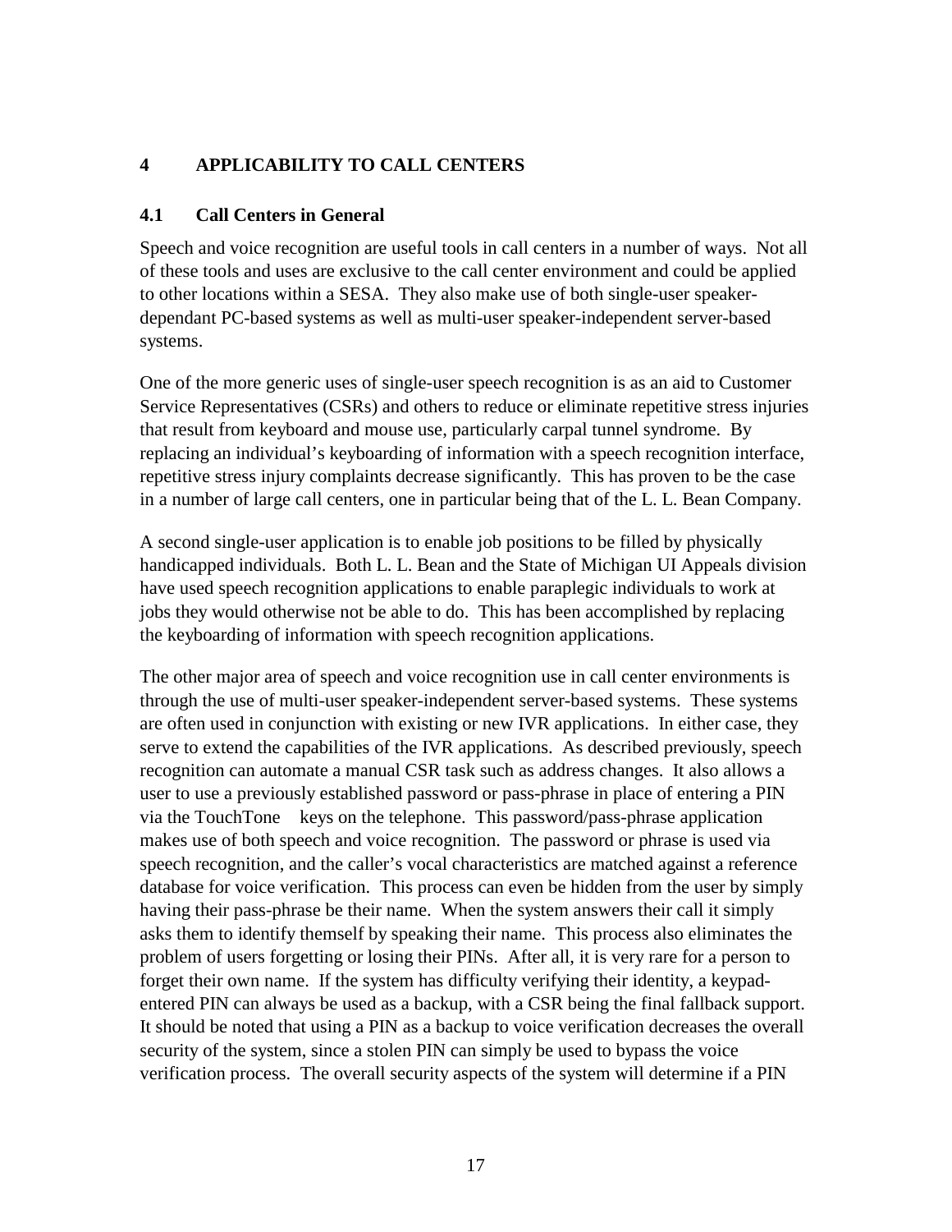# 4 APPLICABILITY TO CALL CENTERS

## 4.1 Call Centers in General

Speech and voice recognition are useful tools in call centers in a number of ways. Not all of these tools and uses are exclusive to the call center environment and could be applied to other locations within a SESA. They also make use of both single-user speaker-dependant PC-based systems as well as multi-user speaker-independent server-based systems.

One of the more generic uses of single-user speech recognition is as an aid to Customer Service Representatives (CSRs) and others to reduce or eliminate repetitive stress injuries that result from keyboard and mouse use, particularly carpal tunnel syndrome. By replacing an individual's keyboarding of information with a speech recognition interface, repetitive stress injury complaints decrease significantly. This has proven to be the case in a number of large call centers, one in particular being that of the L. L. Bean Company.

A second single-user application is to enable job positions to be filled by physically handicapped individuals. Both L. L. Bean and the State of Michigan UI Appeals division have used speech recognition applications to enable paraplegic individuals to work at jobs they would otherwise not be able to do. This has been accomplished by replacing the keyboarding of information with speech recognition applications.

The other major area of speech and voice recognition use in call center environments is through the use of multi-user speaker-independent server-based systems. These systems are often used in conjunction with existing or new IVR applications. In either case, they serve to extend the capabilities of the IVR applications. As described previously, speech recognition can automate a manual CSR task such as address changes. It also allows a user to use a previously established password or pass-phrase in place of entering a PIN via the TouchTone keys on the telephone. This password/pass-phrase application makes use of both speech and voice recognition. The password or phrase is used via speech recognition, and the caller's vocal characteristics are matched against a reference database for voice verification. This process can even be hidden from the user by simply having their pass-phrase be their name. When the system answers their call it simply asks them to identify themself by speaking their name. This process also eliminates the problem of users forgetting or losing their PINs. After all, it is very rare for a person to forget their own name. If the system has difficulty verifying their identity, a keypad-entered PIN can always be used as a backup, with a CSR being the final fallback support. It should be noted that using a PIN as a backup to voice verification decreases the overall security of the system, since a stolen PIN can simply be used to bypass the voice verification process. The overall security aspects of the system will determine if a PIN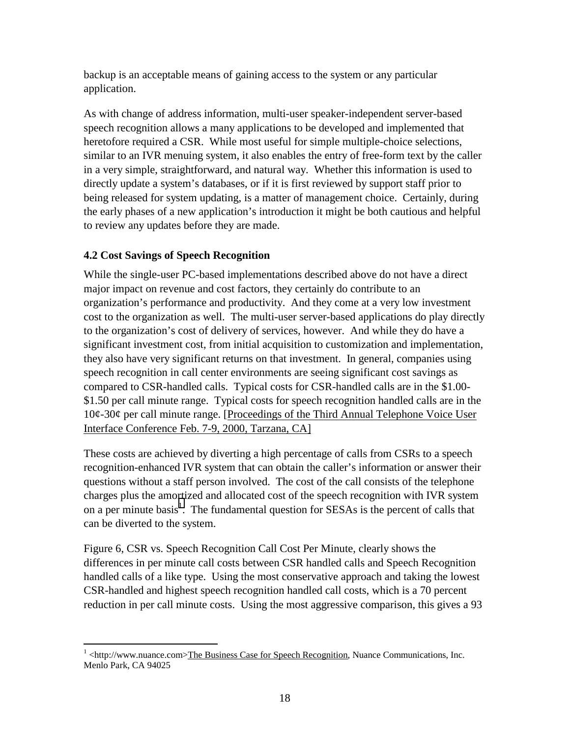backup is an acceptable means of gaining access to the system or any particular application.

As with change of address information, multi-user speaker-independent server-based speech recognition allows a many applications to be developed and implemented that heretofore required a CSR. While most useful for simple multiple-choice selections, similar to an IVR menuing system, it also enables the entry of free-form text by the caller in a very simple, straightforward, and natural way. Whether this information is used to directly update a system's databases, or if it is first reviewed by support staff prior to being released for system updating, is a matter of management choice. Certainly, during the early phases of a new application's introduction it might be both cautious and helpful to review any updates before they are made.

### 4.2 Cost Savings of Speech Recognition

While the single-user PC-based implementations described above do not have a direct major impact on revenue and cost factors, they certainly do contribute to an organization's performance and productivity. And they come at a very low investment cost to the organization as well. The multi-user server-based applications do play directly to the organization's cost of delivery of services, however. And while they do have a significant investment cost, from initial acquisition to customization and implementation, they also have very significant returns on that investment. In general, companies using speech recognition in call center environments are seeing significant cost savings as compared to CSR-handled calls. Typical costs for CSR-handled calls are in the $1.00-$1.50 per call minute range. Typical costs for speech recognition handled calls are in the 10¢-30¢ per call minute range. [Proceedings of the Third Annual Telephone Voice User Interface Conference Feb. 7-9, 2000, Tarzana, CA]

These costs are achieved by diverting a high percentage of calls from CSRs to a speech recognition-enhanced IVR system that can obtain the caller's information or answer their questions without a staff person involved. The cost of the call consists of the telephone charges plus the amortized and allocated cost of the speech recognition with IVR system on a per minute basis[1]. The fundamental question for SESAs is the percent of calls that can be diverted to the system.

Figure 6, CSR vs. Speech Recognition Call Cost Per Minute, clearly shows the differences in per minute call costs between CSR handled calls and Speech Recognition handled calls of a like type. Using the most conservative approach and taking the lowest CSR-handled and highest speech recognition handled call costs, which is a 70 percent reduction in per call minute costs. Using the most aggressive comparison, this gives a 93

---

[1] <http://www.nuance.com>The Business Case for Speech Recognition, Nuance Communications, Inc. Menlo Park, CA 94025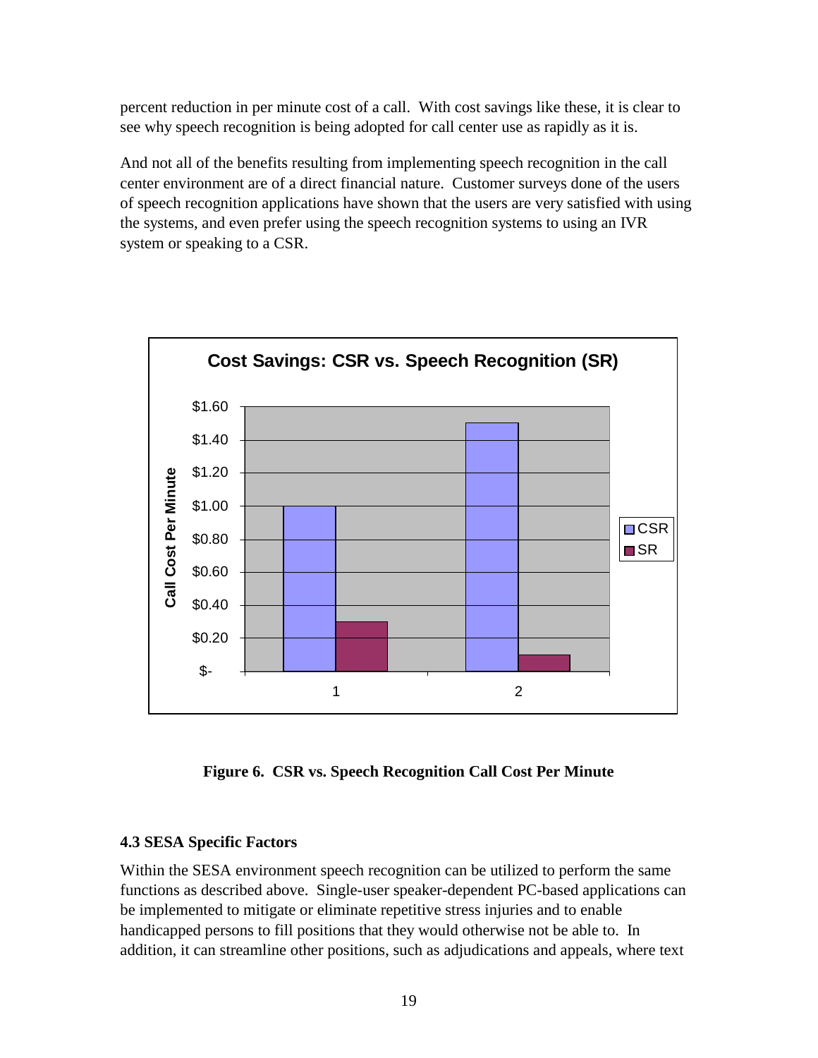percent reduction in per minute cost of a call. With cost savings like these, it is clear to see why speech recognition is being adopted for call center use as rapidly as it is.

And not all of the benefits resulting from implementing speech recognition in the call center environment are of a direct financial nature. Customer surveys done of the users of speech recognition applications have shown that the users are very satisfied with using the systems, and even prefer using the speech recognition systems to using an IVR system or speaking to a CSR.

**Figure 6. CSR vs. Speech Recognition Call Cost Per Minute**

### 4.3 SESA Specific Factors

Within the SESA environment speech recognition can be utilized to perform the same functions as described above. Single-user speaker-dependent PC-based applications can be implemented to mitigate or eliminate repetitive stress injuries and to enable handicapped persons to fill positions that they would otherwise not be able to. In addition, it can streamline other positions, such as adjudications and appeals, where text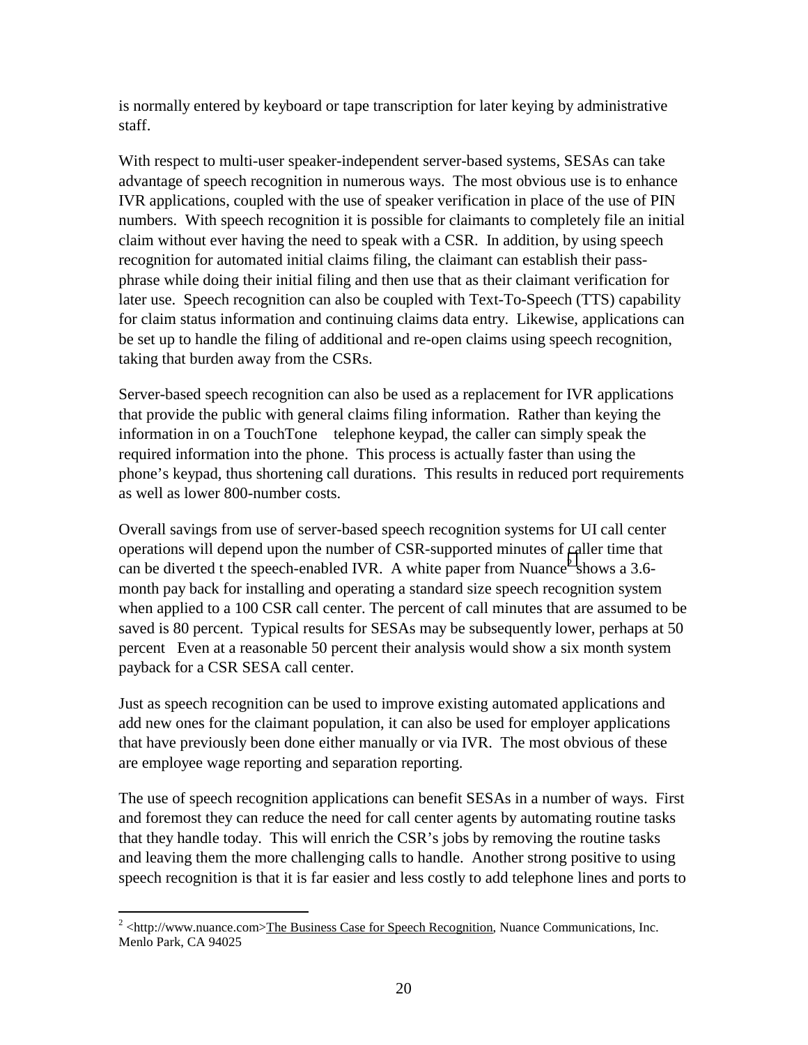is normally entered by keyboard or tape transcription for later keying by administrative staff.

With respect to multi-user speaker-independent server-based systems, SESAs can take advantage of speech recognition in numerous ways. The most obvious use is to enhance IVR applications, coupled with the use of speaker verification in place of the use of PIN numbers. With speech recognition it is possible for claimants to completely file an initial claim without ever having the need to speak with a CSR. In addition, by using speech recognition for automated initial claims filing, the claimant can establish their pass-phrase while doing their initial filing and then use that as their claimant verification for later use. Speech recognition can also be coupled with Text-To-Speech (TTS) capability for claim status information and continuing claims data entry. Likewise, applications can be set up to handle the filing of additional and re-open claims using speech recognition, taking that burden away from the CSRs.

Server-based speech recognition can also be used as a replacement for IVR applications that provide the public with general claims filing information. Rather than keying the information in on a TouchTone telephone keypad, the caller can simply speak the required information into the phone. This process is actually faster than using the phone's keypad, thus shortening call durations. This results in reduced port requirements as well as lower 800-number costs.

Overall savings from use of server-based speech recognition systems for UI call center operations will depend upon the number of CSR-supported minutes of caller time that can be diverted t the speech-enabled IVR. A white paper from Nuance[2] shows a 3.6-month pay back for installing and operating a standard size speech recognition system when applied to a 100 CSR call center. The percent of call minutes that are assumed to be saved is 80 percent. Typical results for SESAs may be subsequently lower, perhaps at 50 percent Even at a reasonable 50 percent their analysis would show a six month system payback for a CSR SESA call center.

Just as speech recognition can be used to improve existing automated applications and add new ones for the claimant population, it can also be used for employer applications that have previously been done either manually or via IVR. The most obvious of these are employee wage reporting and separation reporting.

The use of speech recognition applications can benefit SESAs in a number of ways. First and foremost they can reduce the need for call center agents by automating routine tasks that they handle today. This will enrich the CSR's jobs by removing the routine tasks and leaving them the more challenging calls to handle. Another strong positive to using speech recognition is that it is far easier and less costly to add telephone lines and ports to

---

[2] <http://www.nuance.com>The Business Case for Speech Recognition, Nuance Communications, Inc. Menlo Park, CA 94025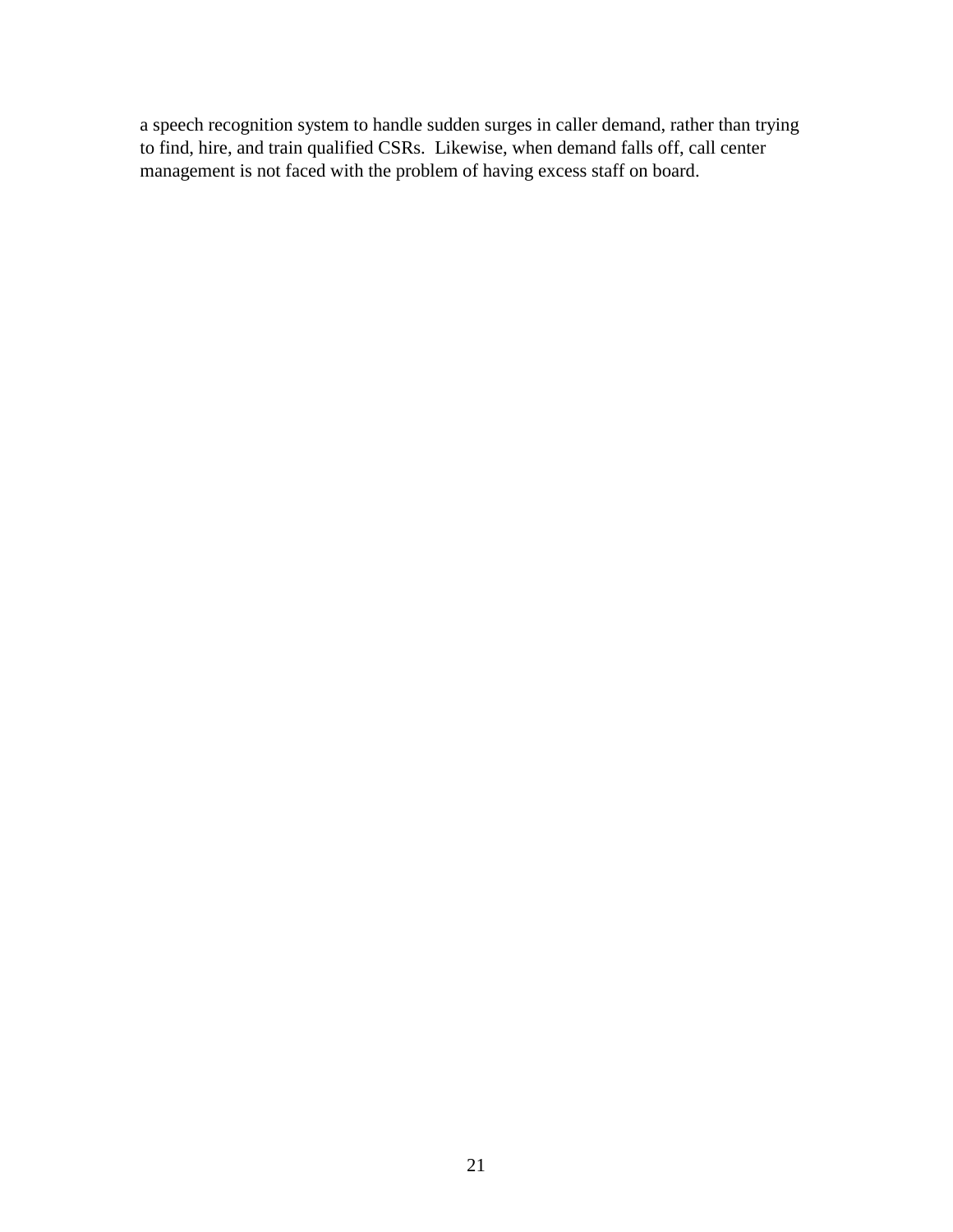a speech recognition system to handle sudden surges in caller demand, rather than trying to find, hire, and train qualified CSRs. Likewise, when demand falls off, call center management is not faced with the problem of having excess staff on board.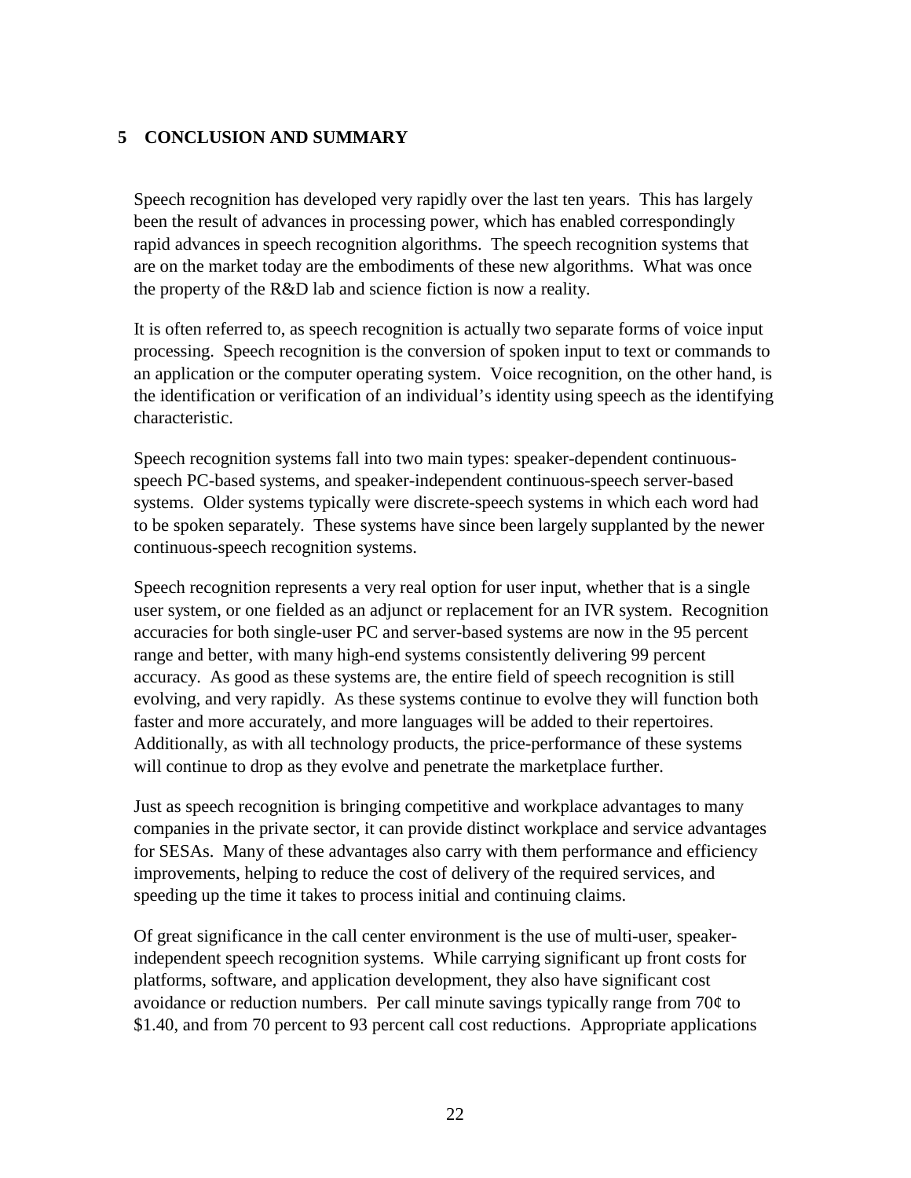# 5 CONCLUSION AND SUMMARY

Speech recognition has developed very rapidly over the last ten years. This has largely been the result of advances in processing power, which has enabled correspondingly rapid advances in speech recognition algorithms. The speech recognition systems that are on the market today are the embodiments of these new algorithms. What was once the property of the R&D lab and science fiction is now a reality.

It is often referred to, as speech recognition is actually two separate forms of voice input processing. Speech recognition is the conversion of spoken input to text or commands to an application or the computer operating system. Voice recognition, on the other hand, is the identification or verification of an individual's identity using speech as the identifying characteristic.

Speech recognition systems fall into two main types: speaker-dependent continuous-speech PC-based systems, and speaker-independent continuous-speech server-based systems. Older systems typically were discrete-speech systems in which each word had to be spoken separately. These systems have since been largely supplanted by the newer continuous-speech recognition systems.

Speech recognition represents a very real option for user input, whether that is a single user system, or one fielded as an adjunct or replacement for an IVR system. Recognition accuracies for both single-user PC and server-based systems are now in the 95 percent range and better, with many high-end systems consistently delivering 99 percent accuracy. As good as these systems are, the entire field of speech recognition is still evolving, and very rapidly. As these systems continue to evolve they will function both faster and more accurately, and more languages will be added to their repertoires. Additionally, as with all technology products, the price-performance of these systems will continue to drop as they evolve and penetrate the marketplace further.

Just as speech recognition is bringing competitive and workplace advantages to many companies in the private sector, it can provide distinct workplace and service advantages for SESAs. Many of these advantages also carry with them performance and efficiency improvements, helping to reduce the cost of delivery of the required services, and speeding up the time it takes to process initial and continuing claims.

Of great significance in the call center environment is the use of multi-user, speaker-independent speech recognition systems. While carrying significant up front costs for platforms, software, and application development, they also have significant cost avoidance or reduction numbers. Per call minute savings typically range from 70¢ to $1.40, and from 70 percent to 93 percent call cost reductions. Appropriate applications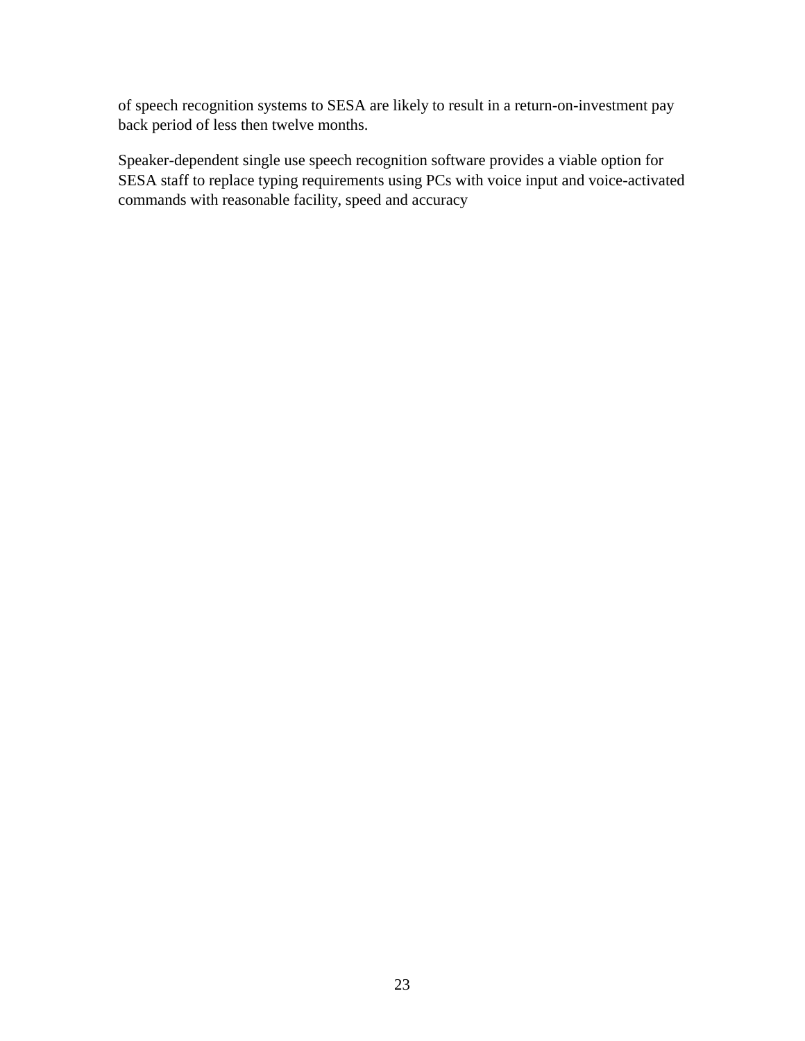of speech recognition systems to SESA are likely to result in a return-on-investment pay back period of less then twelve months.

Speaker-dependent single use speech recognition software provides a viable option for SESA staff to replace typing requirements using PCs with voice input and voice-activated commands with reasonable facility, speed and accuracy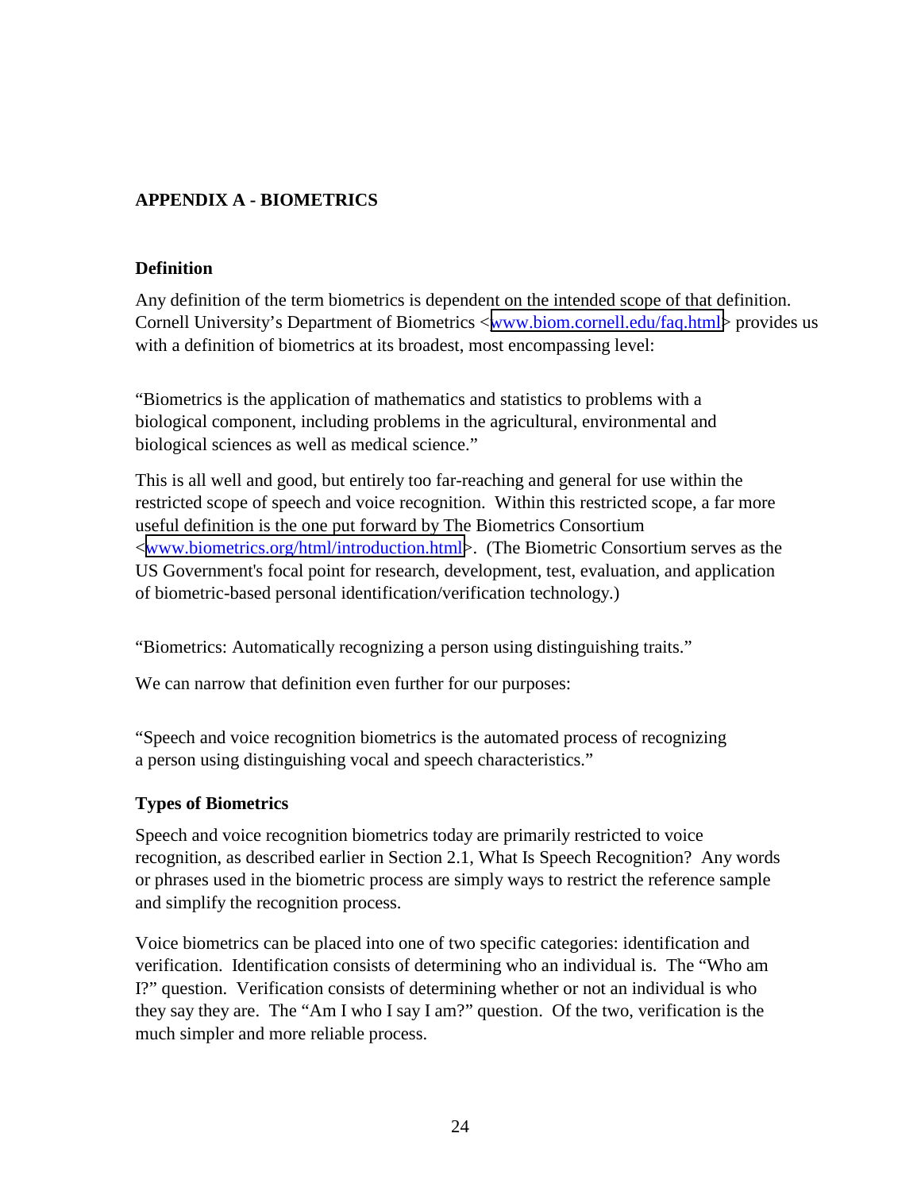## APPENDIX A - BIOMETRICS

### Definition

Any definition of the term biometrics is dependent on the intended scope of that definition. Cornell University's Department of Biometrics <www.biom.cornell.edu/faq.html> provides us with a definition of biometrics at its broadest, most encompassing level:

"Biometrics is the application of mathematics and statistics to problems with a biological component, including problems in the agricultural, environmental and biological sciences as well as medical science."

This is all well and good, but entirely too far-reaching and general for use within the restricted scope of speech and voice recognition. Within this restricted scope, a far more useful definition is the one put forward by The Biometrics Consortium <www.biometrics.org/html/introduction.html>. (The Biometric Consortium serves as the US Government's focal point for research, development, test, evaluation, and application of biometric-based personal identification/verification technology.)

"Biometrics: Automatically recognizing a person using distinguishing traits."

We can narrow that definition even further for our purposes:

"Speech and voice recognition biometrics is the automated process of recognizing a person using distinguishing vocal and speech characteristics."

### Types of Biometrics

Speech and voice recognition biometrics today are primarily restricted to voice recognition, as described earlier in Section 2.1, What Is Speech Recognition? Any words or phrases used in the biometric process are simply ways to restrict the reference sample and simplify the recognition process.

Voice biometrics can be placed into one of two specific categories: identification and verification. Identification consists of determining who an individual is. The "Who am I?" question. Verification consists of determining whether or not an individual is who they say they are. The "Am I who I say I am?" question. Of the two, verification is the much simpler and more reliable process.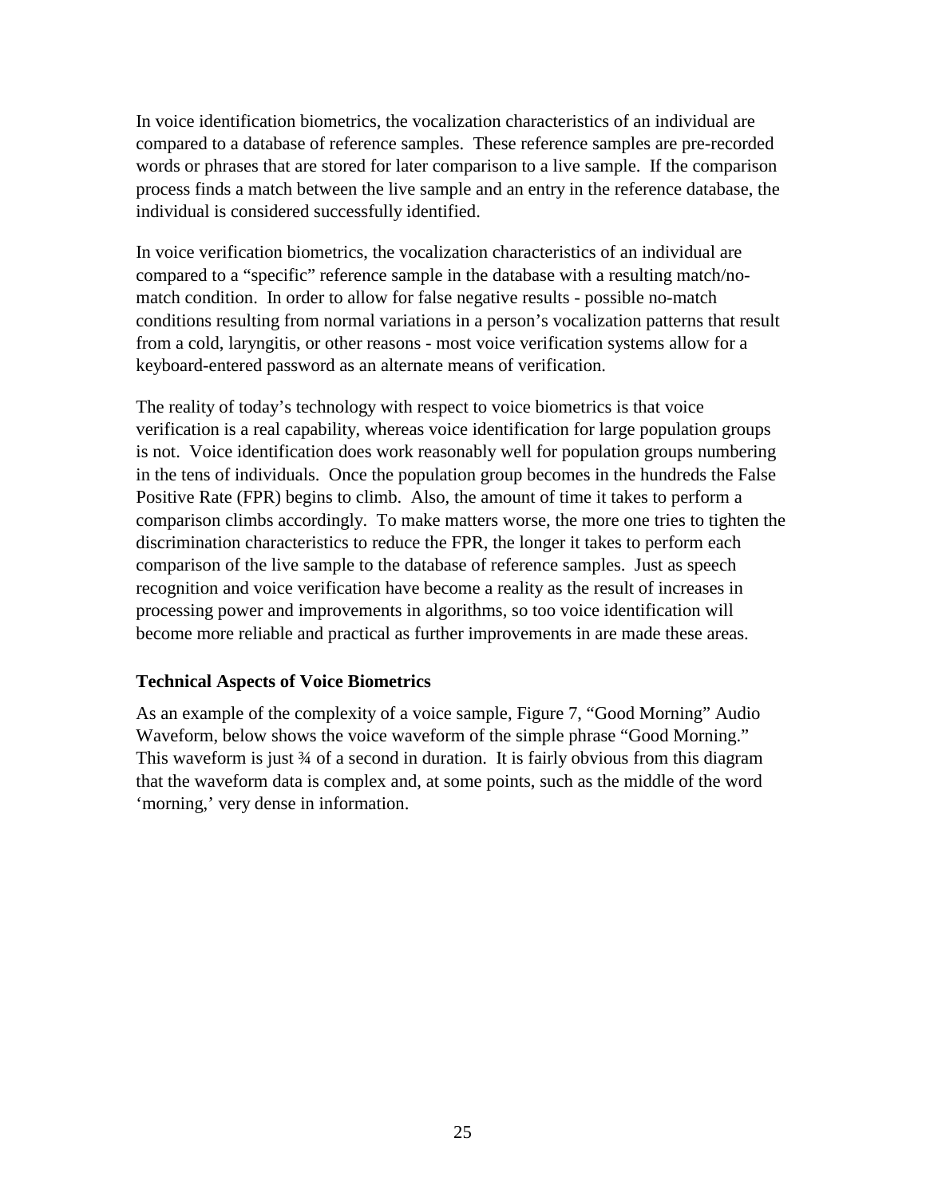In voice identification biometrics, the vocalization characteristics of an individual are compared to a database of reference samples. These reference samples are pre-recorded words or phrases that are stored for later comparison to a live sample. If the comparison process finds a match between the live sample and an entry in the reference database, the individual is considered successfully identified.

In voice verification biometrics, the vocalization characteristics of an individual are compared to a "specific" reference sample in the database with a resulting match/no-match condition. In order to allow for false negative results - possible no-match conditions resulting from normal variations in a person's vocalization patterns that result from a cold, laryngitis, or other reasons - most voice verification systems allow for a keyboard-entered password as an alternate means of verification.

The reality of today's technology with respect to voice biometrics is that voice verification is a real capability, whereas voice identification for large population groups is not. Voice identification does work reasonably well for population groups numbering in the tens of individuals. Once the population group becomes in the hundreds the False Positive Rate (FPR) begins to climb. Also, the amount of time it takes to perform a comparison climbs accordingly. To make matters worse, the more one tries to tighten the discrimination characteristics to reduce the FPR, the longer it takes to perform each comparison of the live sample to the database of reference samples. Just as speech recognition and voice verification have become a reality as the result of increases in processing power and improvements in algorithms, so too voice identification will become more reliable and practical as further improvements in are made these areas.

**Technical Aspects of Voice Biometrics**

As an example of the complexity of a voice sample, Figure 7, "Good Morning" Audio Waveform, below shows the voice waveform of the simple phrase "Good Morning." This waveform is just ¾ of a second in duration. It is fairly obvious from this diagram that the waveform data is complex and, at some points, such as the middle of the word 'morning,' very dense in information.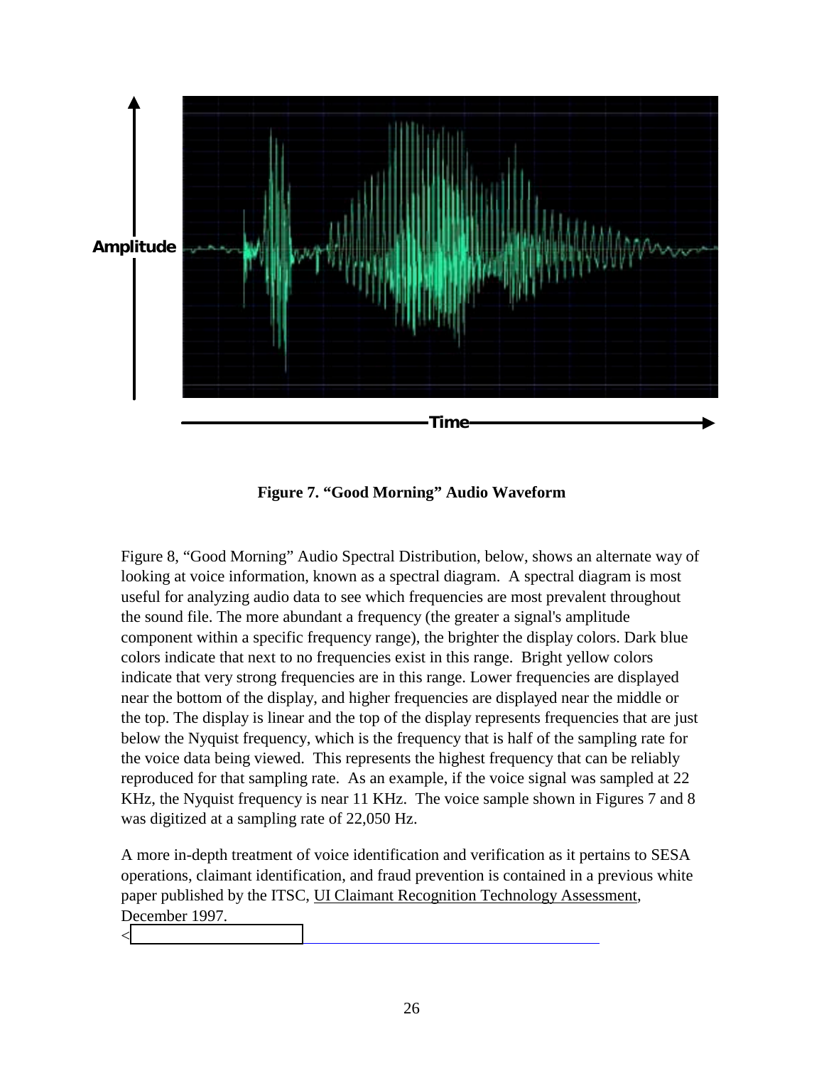**Figure 7. "Good Morning" Audio Waveform**

Figure 8, "Good Morning" Audio Spectral Distribution, below, shows an alternate way of looking at voice information, known as a spectral diagram. A spectral diagram is most useful for analyzing audio data to see which frequencies are most prevalent throughout the sound file. The more abundant a frequency (the greater a signal's amplitude component within a specific frequency range), the brighter the display colors. Dark blue colors indicate that next to no frequencies exist in this range. Bright yellow colors indicate that very strong frequencies are in this range. Lower frequencies are displayed near the bottom of the display, and higher frequencies are displayed near the middle or the top. The display is linear and the top of the display represents frequencies that are just below the Nyquist frequency, which is the frequency that is half of the sampling rate for the voice data being viewed. This represents the highest frequency that can be reliably reproduced for that sampling rate. As an example, if the voice signal was sampled at 22 KHz, the Nyquist frequency is near 11 KHz. The voice sample shown in Figures 7 and 8 was digitized at a sampling rate of 22,050 Hz.

A more in-depth treatment of voice identification and verification as it pertains to SESA operations, claimant identification, and fraud prevention is contained in a previous white paper published by the ITSC, UI Claimant Recognition Technology Assessment, December 1997.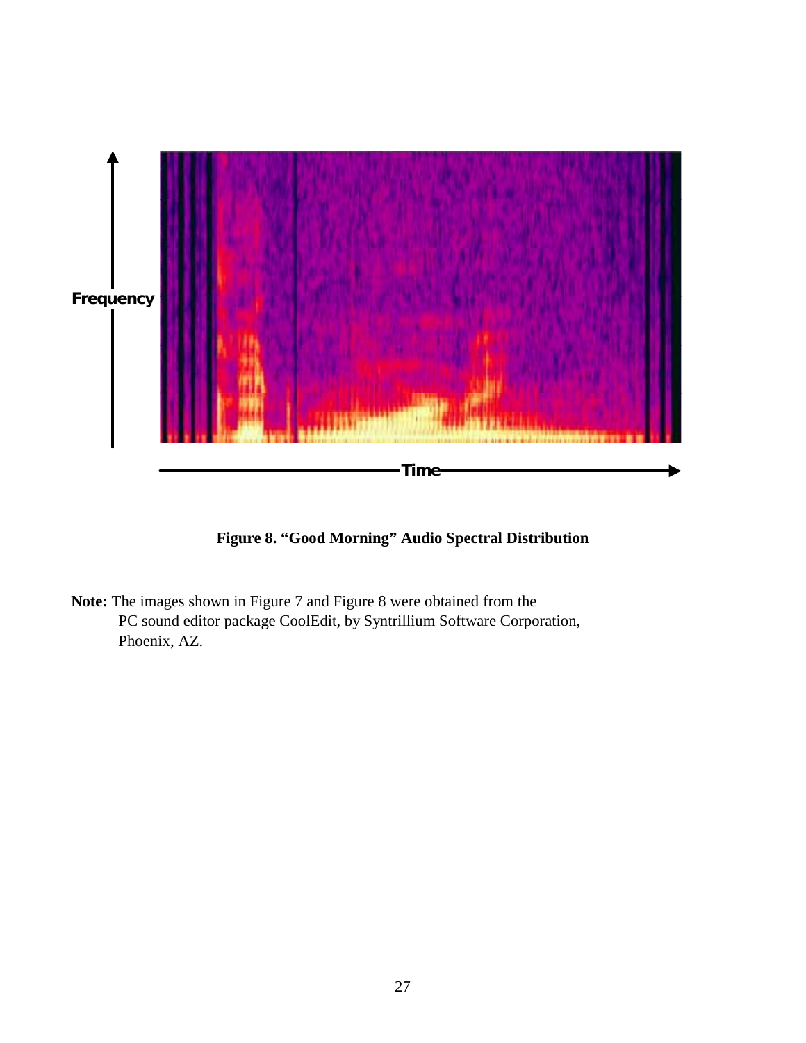**Figure 8. “Good Morning” Audio Spectral Distribution**

**Note:** The images shown in Figure 7 and Figure 8 were obtained from the PC sound editor package CoolEdit, by Syntrillium Software Corporation, Phoenix, AZ.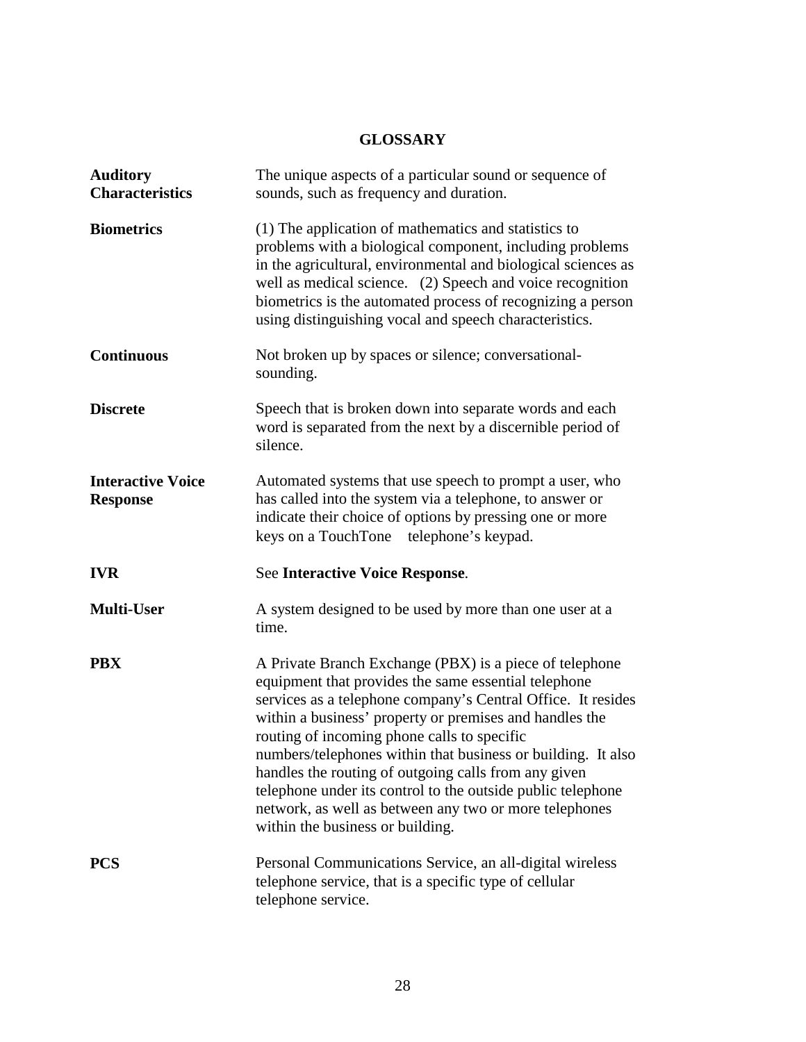# GLOSSARY

**Auditory Characteristics**

The unique aspects of a particular sound or sequence of sounds, such as frequency and duration.

**Biometrics**

(1) The application of mathematics and statistics to problems with a biological component, including problems in the agricultural, environmental and biological sciences as well as medical science. (2) Speech and voice recognition biometrics is the automated process of recognizing a person using distinguishing vocal and speech characteristics.

**Continuous**

Not broken up by spaces or silence; conversational-sounding.

**Discrete**

Speech that is broken down into separate words and each word is separated from the next by a discernible period of silence.

**Interactive Voice Response**

Automated systems that use speech to prompt a user, who has called into the system via a telephone, to answer or indicate their choice of options by pressing one or more keys on a TouchTone telephone's keypad.

**IVR**

See **Interactive Voice Response**.

**Multi-User**

A system designed to be used by more than one user at a time.

**PBX**

A Private Branch Exchange (PBX) is a piece of telephone equipment that provides the same essential telephone services as a telephone company's Central Office. It resides within a business' property or premises and handles the routing of incoming phone calls to specific numbers/telephones within that business or building. It also handles the routing of outgoing calls from any given telephone under its control to the outside public telephone network, as well as between any two or more telephones within the business or building.

**PCS**

Personal Communications Service, an all-digital wireless telephone service, that is a specific type of cellular telephone service.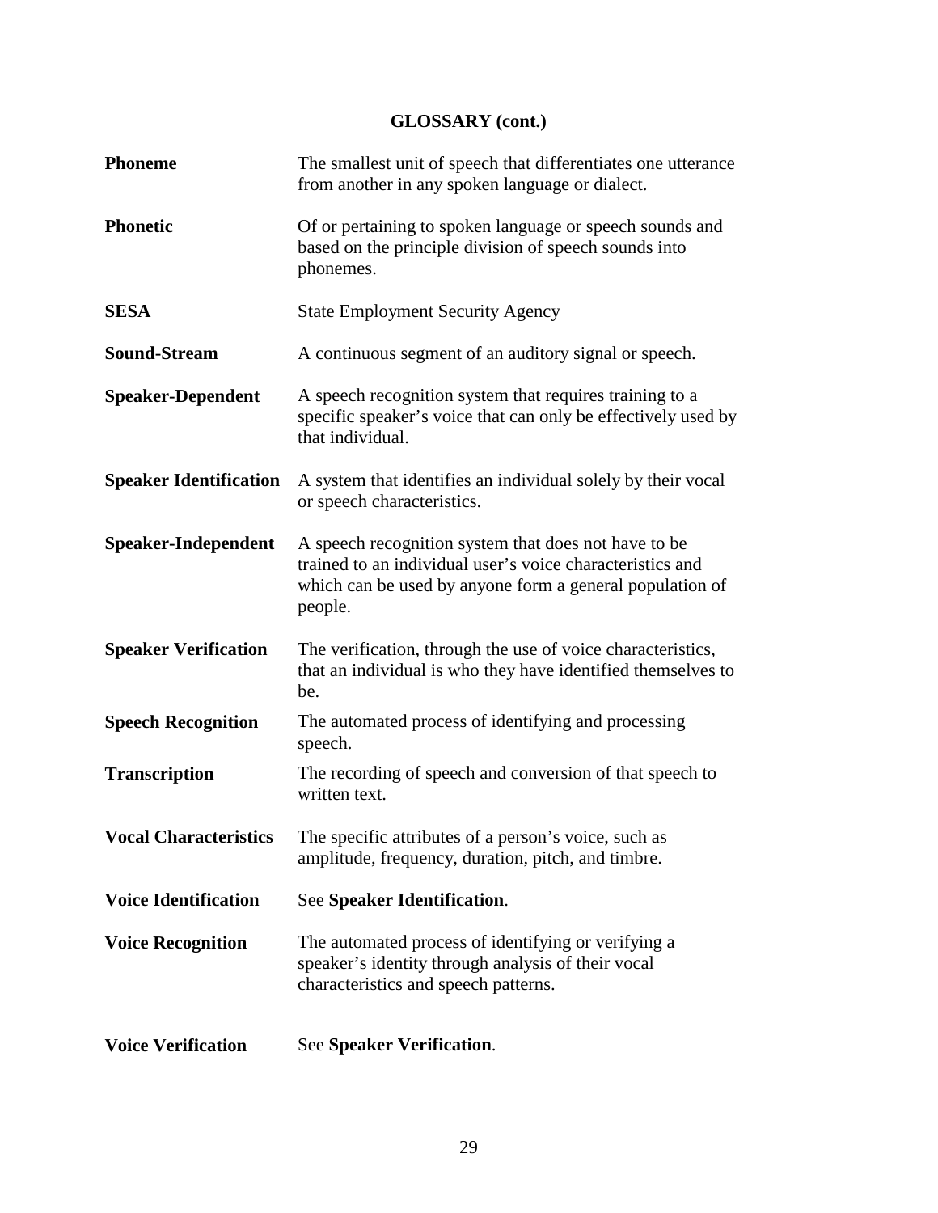## GLOSSARY (cont.)

| | |
|---|---|
| **Phoneme** | The smallest unit of speech that differentiates one utterance from another in any spoken language or dialect. |
| **Phonetic** | Of or pertaining to spoken language or speech sounds and based on the principle division of speech sounds into phonemes. |
| **SESA** | State Employment Security Agency |
| **Sound-Stream** | A continuous segment of an auditory signal or speech. |
| **Speaker-Dependent** | A speech recognition system that requires training to a specific speaker's voice that can only be effectively used by that individual. |
| **Speaker Identification** | A system that identifies an individual solely by their vocal or speech characteristics. |
| **Speaker-Independent** | A speech recognition system that does not have to be trained to an individual user's voice characteristics and which can be used by anyone form a general population of people. |
| **Speaker Verification** | The verification, through the use of voice characteristics, that an individual is who they have identified themselves to be. |
| **Speech Recognition** | The automated process of identifying and processing speech. |
| **Transcription** | The recording of speech and conversion of that speech to written text. |
| **Vocal Characteristics** | The specific attributes of a person's voice, such as amplitude, frequency, duration, pitch, and timbre. |
| **Voice Identification** | See **Speaker Identification**. |
| **Voice Recognition** | The automated process of identifying or verifying a speaker's identity through analysis of their vocal characteristics and speech patterns. |
| **Voice Verification** | See **Speaker Verification**. |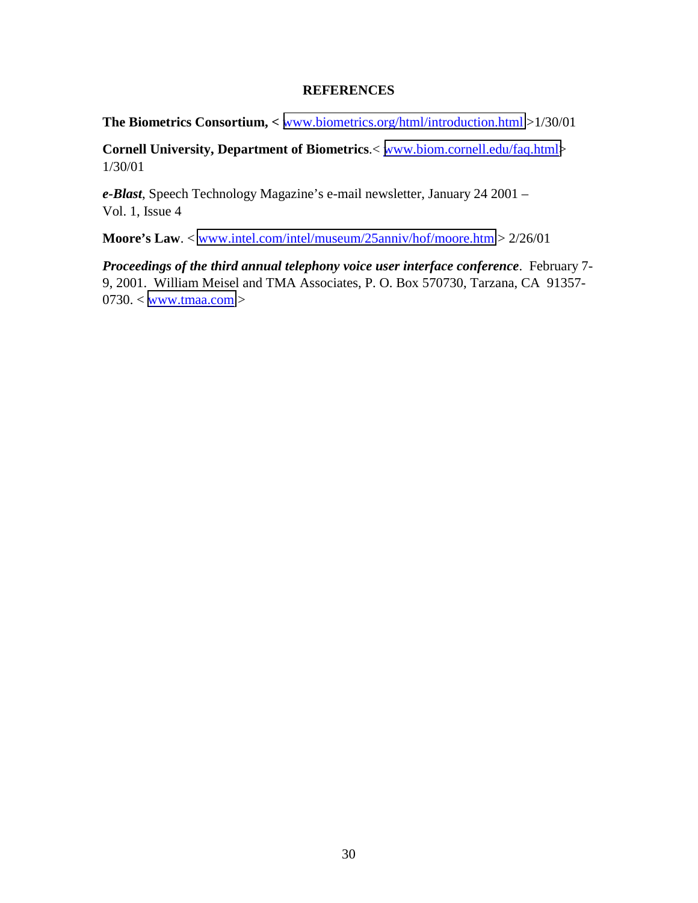## REFERENCES

**The Biometrics Consortium, <** www.biometrics.org/html/introduction.html >1/30/01

**Cornell University, Department of Biometrics**.< www.biom.cornell.edu/faq.html> 1/30/01

***e-Blast***, Speech Technology Magazine's e-mail newsletter, January 24 2001 – Vol. 1, Issue 4

**Moore's Law**. < www.intel.com/intel/museum/25anniv/hof/moore.htm > 2/26/01

***Proceedings of the third annual telephony voice user interface conference***. February 7-9, 2001. William Meisel and TMA Associates, P. O. Box 570730, Tarzana, CA 91357-0730. < www.tmaa.com >